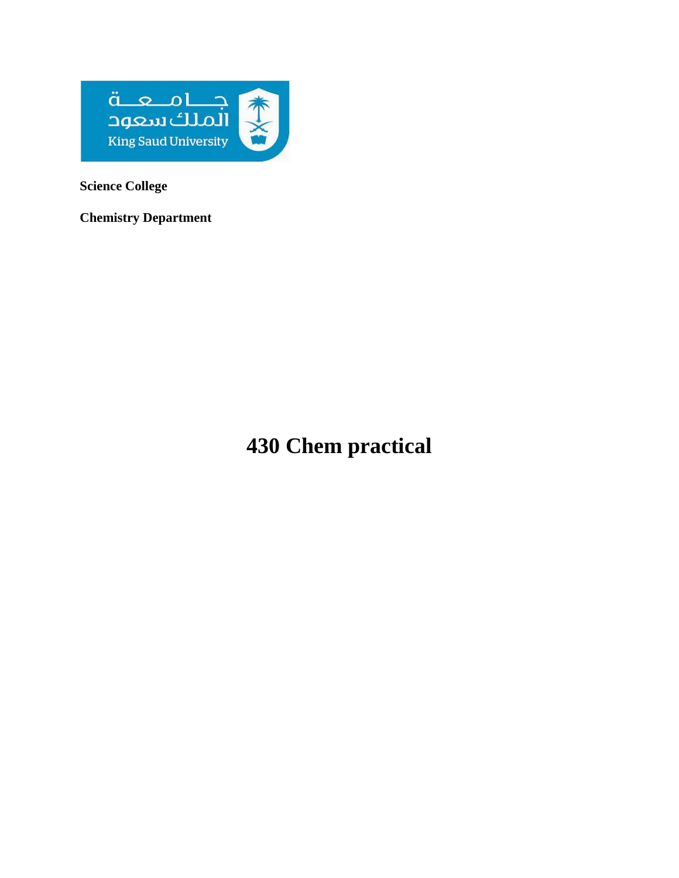**Science College**

**Chemistry Department**

# 430 Chem practical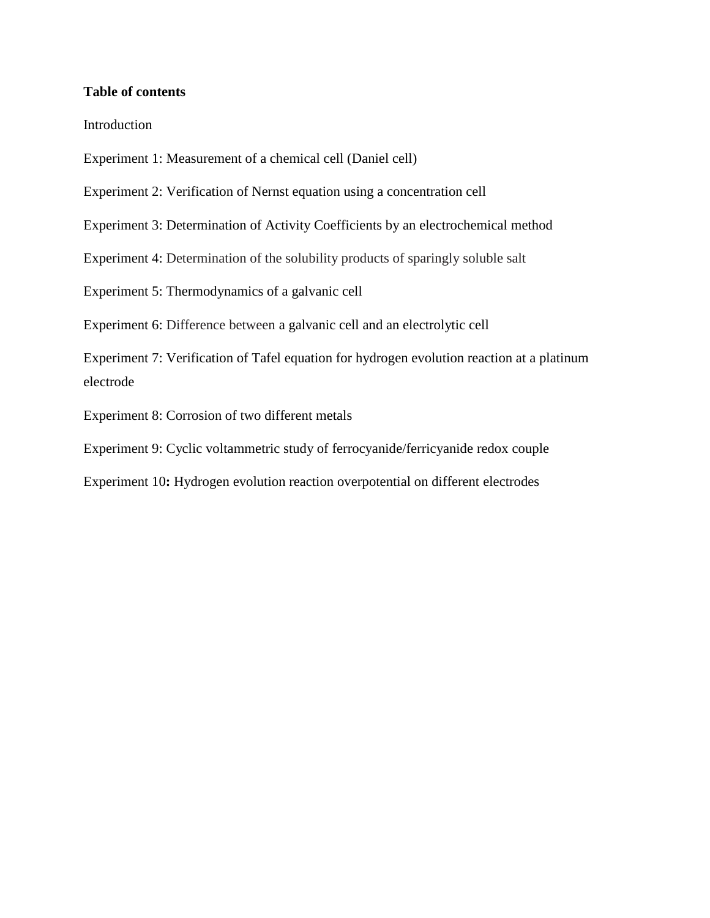**Table of contents**

Introduction

Experiment 1: Measurement of a chemical cell (Daniel cell)

Experiment 2: Verification of Nernst equation using a concentration cell

Experiment 3: Determination of Activity Coefficients by an electrochemical method

Experiment 4: Determination of the solubility products of sparingly soluble salt

Experiment 5: Thermodynamics of a galvanic cell

Experiment 6: Difference between a galvanic cell and an electrolytic cell

Experiment 7: Verification of Tafel equation for hydrogen evolution reaction at a platinum electrode

Experiment 8: Corrosion of two different metals

Experiment 9: Cyclic voltammetric study of ferrocyanide/ferricyanide redox couple

Experiment 10**:** Hydrogen evolution reaction overpotential on different electrodes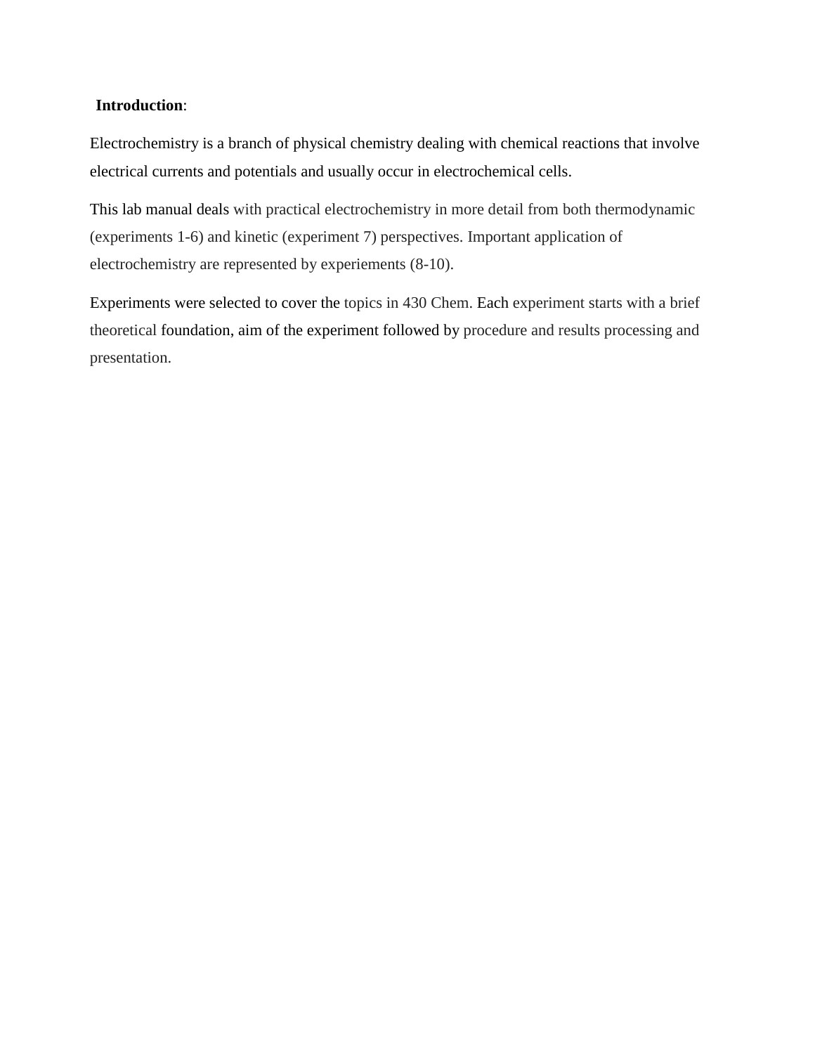**Introduction**:

Electrochemistry is a branch of physical chemistry dealing with chemical reactions that involve electrical currents and potentials and usually occur in electrochemical cells.

This lab manual deals with practical electrochemistry in more detail from both thermodynamic (experiments 1-6) and kinetic (experiment 7) perspectives. Important application of electrochemistry are represented by experiements (8-10).

Experiments were selected to cover the topics in 430 Chem. Each experiment starts with a brief theoretical foundation, aim of the experiment followed by procedure and results processing and presentation.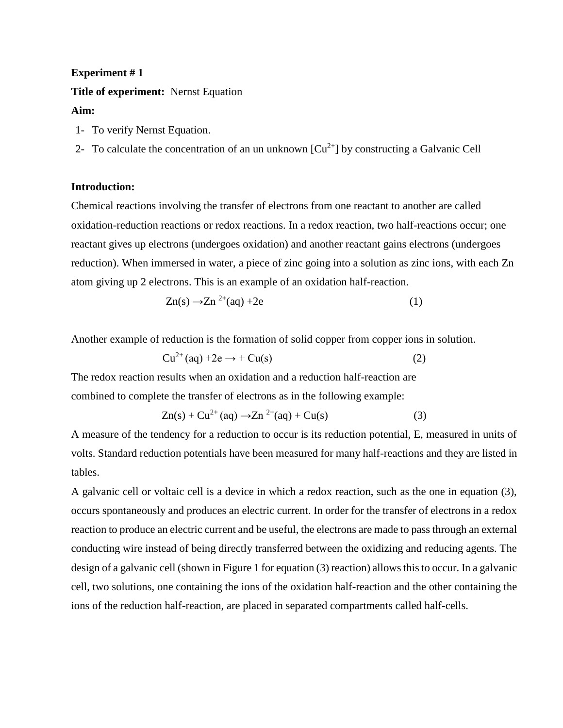**Experiment # 1**

**Title of experiment:** Nernst Equation

**Aim:**

1- To verify Nernst Equation.
2- To calculate the concentration of an un unknown [$Cu^{2+}$] by constructing a Galvanic Cell

**Introduction:**

Chemical reactions involving the transfer of electrons from one reactant to another are called oxidation-reduction reactions or redox reactions. In a redox reaction, two half-reactions occur; one reactant gives up electrons (undergoes oxidation) and another reactant gains electrons (undergoes reduction). When immersed in water, a piece of zinc going into a solution as zinc ions, with each Zn atom giving up 2 electrons. This is an example of an oxidation half-reaction.

$$Zn(s) \rightarrow Zn^{2+}(aq) + 2e \qquad (1)$$

Another example of reduction is the formation of solid copper from copper ions in solution.

$$Cu^{2+}(aq) + 2e \rightarrow + Cu(s) \qquad (2)$$

The redox reaction results when an oxidation and a reduction half-reaction are combined to complete the transfer of electrons as in the following example:

$$Zn(s) + Cu^{2+}(aq) \rightarrow Zn^{2+}(aq) + Cu(s) \qquad (3)$$

A measure of the tendency for a reduction to occur is its reduction potential, E, measured in units of volts. Standard reduction potentials have been measured for many half-reactions and they are listed in tables.

A galvanic cell or voltaic cell is a device in which a redox reaction, such as the one in equation (3), occurs spontaneously and produces an electric current. In order for the transfer of electrons in a redox reaction to produce an electric current and be useful, the electrons are made to pass through an external conducting wire instead of being directly transferred between the oxidizing and reducing agents. The design of a galvanic cell (shown in Figure 1 for equation (3) reaction) allows this to occur. In a galvanic cell, two solutions, one containing the ions of the oxidation half-reaction and the other containing the ions of the reduction half-reaction, are placed in separated compartments called half-cells.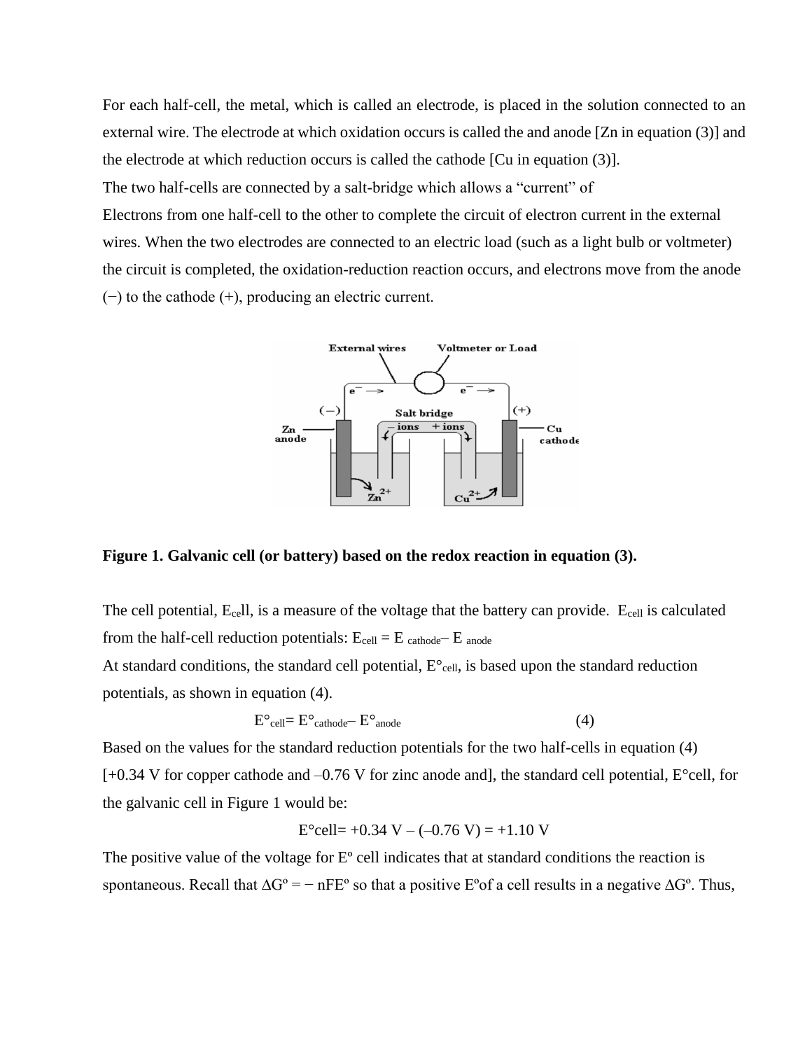For each half-cell, the metal, which is called an electrode, is placed in the solution connected to an external wire. The electrode at which oxidation occurs is called the and anode [Zn in equation (3)] and the electrode at which reduction occurs is called the cathode [Cu in equation (3)].

The two half-cells are connected by a salt-bridge which allows a "current" of Electrons from one half-cell to the other to complete the circuit of electron current in the external wires. When the two electrodes are connected to an electric load (such as a light bulb or voltmeter) the circuit is completed, the oxidation-reduction reaction occurs, and electrons move from the anode (−) to the cathode (+), producing an electric current.

**Figure 1. Galvanic cell (or battery) based on the redox reaction in equation (3).**

The cell potential, $E_{cell}$, is a measure of the voltage that the battery can provide. $E_{cell}$ is calculated from the half-cell reduction potentials: $E_{cell} = E_{cathode} - E_{anode}$

At standard conditions, the standard cell potential, $E°_{cell}$, is based upon the standard reduction potentials, as shown in equation (4).

$$E°_{cell} = E°_{cathode} - E°_{anode} \qquad (4)$$

Based on the values for the standard reduction potentials for the two half-cells in equation (4) [+0.34 V for copper cathode and –0.76 V for zinc anode and], the standard cell potential, E°cell, for the galvanic cell in Figure 1 would be:

$$E°cell = +0.34 \text{ V} - (-0.76 \text{ V}) = +1.10 \text{ V}$$

The positive value of the voltage for Eº cell indicates that at standard conditions the reaction is spontaneous. Recall that $\Delta G° = -nFE°$ so that a positive Eº of a cell results in a negative ΔGº. Thus,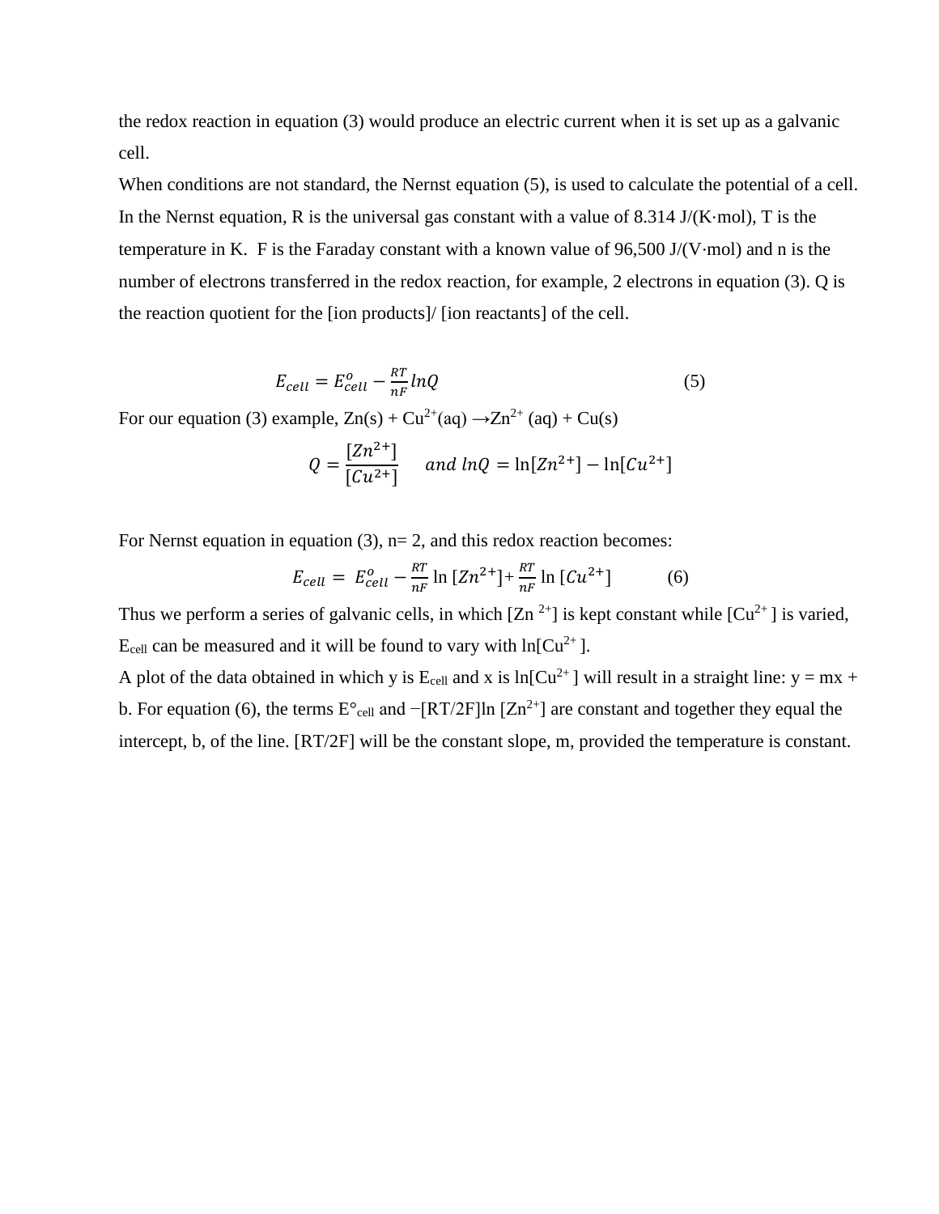the redox reaction in equation (3) would produce an electric current when it is set up as a galvanic cell.

When conditions are not standard, the Nernst equation (5), is used to calculate the potential of a cell. In the Nernst equation, R is the universal gas constant with a value of 8.314 J/(K·mol), T is the temperature in K. F is the Faraday constant with a known value of 96,500 J/(V·mol) and n is the number of electrons transferred in the redox reaction, for example, 2 electrons in equation (3). Q is the reaction quotient for the [ion products]/ [ion reactants] of the cell.

$$E_{cell} = E^{o}_{cell} - \frac{RT}{nF} lnQ \qquad (5)$$

For our equation (3) example, $Zn(s) + Cu^{2+}(aq) \rightarrow Zn^{2+}(aq) + Cu(s)$

$$Q = \frac{[Zn^{2+}]}{[Cu^{2+}]} \quad and\ lnQ = \ln[Zn^{2+}] - \ln[Cu^{2+}]$$

For Nernst equation in equation (3), n= 2, and this redox reaction becomes:

$$E_{cell} = E^{o}_{cell} - \frac{RT}{nF} \ln [Zn^{2+}] + \frac{RT}{nF} \ln [Cu^{2+}] \qquad (6)$$

Thus we perform a series of galvanic cells, in which $[Zn^{2+}]$ is kept constant while $[Cu^{2+}]$ is varied, $E_{cell}$ can be measured and it will be found to vary with $\ln[Cu^{2+}]$.

A plot of the data obtained in which y is $E_{cell}$ and x is $\ln[Cu^{2+}]$ will result in a straight line: y = mx + b. For equation (6), the terms $E°_{cell}$ and $-[RT/2F]\ln [Zn^{2+}]$ are constant and together they equal the intercept, b, of the line. [RT/2F] will be the constant slope, m, provided the temperature is constant.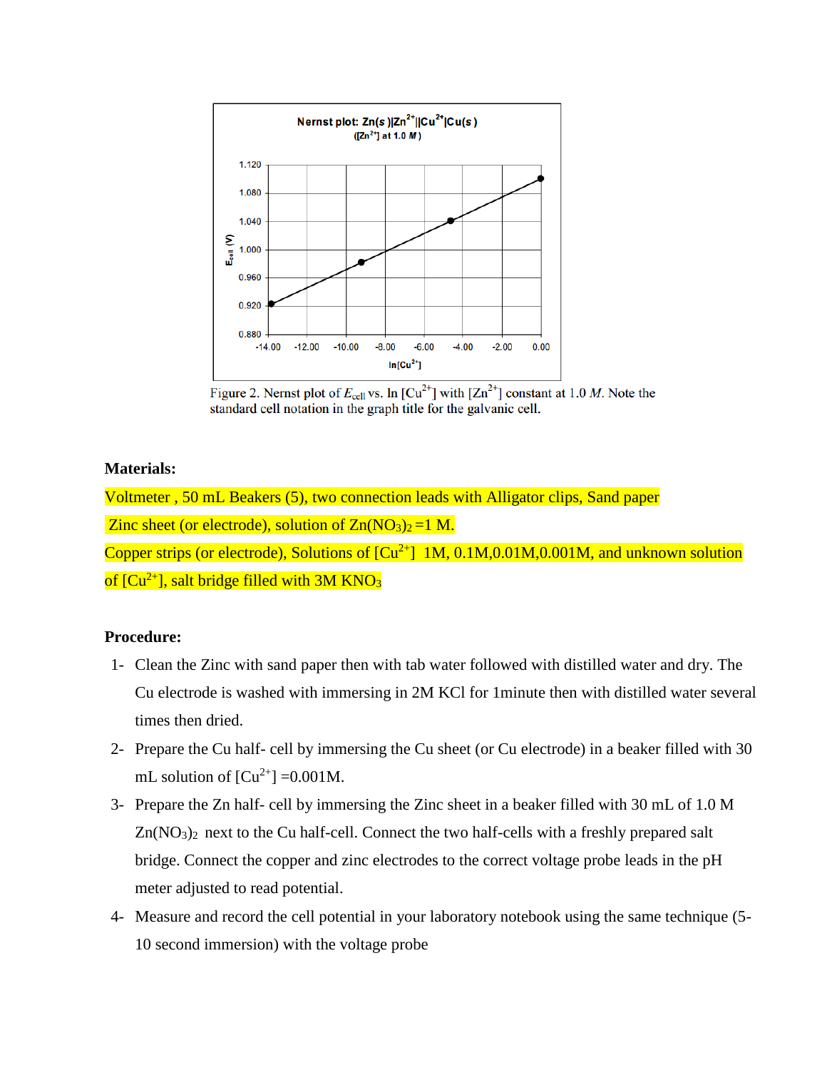Figure 2. Nernst plot of $E_{cell}$ vs. ln $[Cu^{2+}]$ with $[Zn^{2+}]$ constant at 1.0 *M*. Note the standard cell notation in the graph title for the galvanic cell.

**Materials:**

Voltmeter , 50 mL Beakers (5), two connection leads with Alligator clips, Sand paper

Zinc sheet (or electrode), solution of $Zn(NO_3)_2$ =1 M.

Copper strips (or electrode), Solutions of $[Cu^{2+}]$ 1M, 0.1M,0.01M,0.001M, and unknown solution of $[Cu^{2+}]$, salt bridge filled with 3M $KNO_3$

**Procedure:**

1- Clean the Zinc with sand paper then with tab water followed with distilled water and dry. The Cu electrode is washed with immersing in 2M KCl for 1minute then with distilled water several times then dried.

2- Prepare the Cu half- cell by immersing the Cu sheet (or Cu electrode) in a beaker filled with 30 mL solution of $[Cu^{2+}]$ =0.001M.

3- Prepare the Zn half- cell by immersing the Zinc sheet in a beaker filled with 30 mL of 1.0 M $Zn(NO_3)_2$ next to the Cu half-cell. Connect the two half-cells with a freshly prepared salt bridge. Connect the copper and zinc electrodes to the correct voltage probe leads in the pH meter adjusted to read potential.

4- Measure and record the cell potential in your laboratory notebook using the same technique (5-10 second immersion) with the voltage probe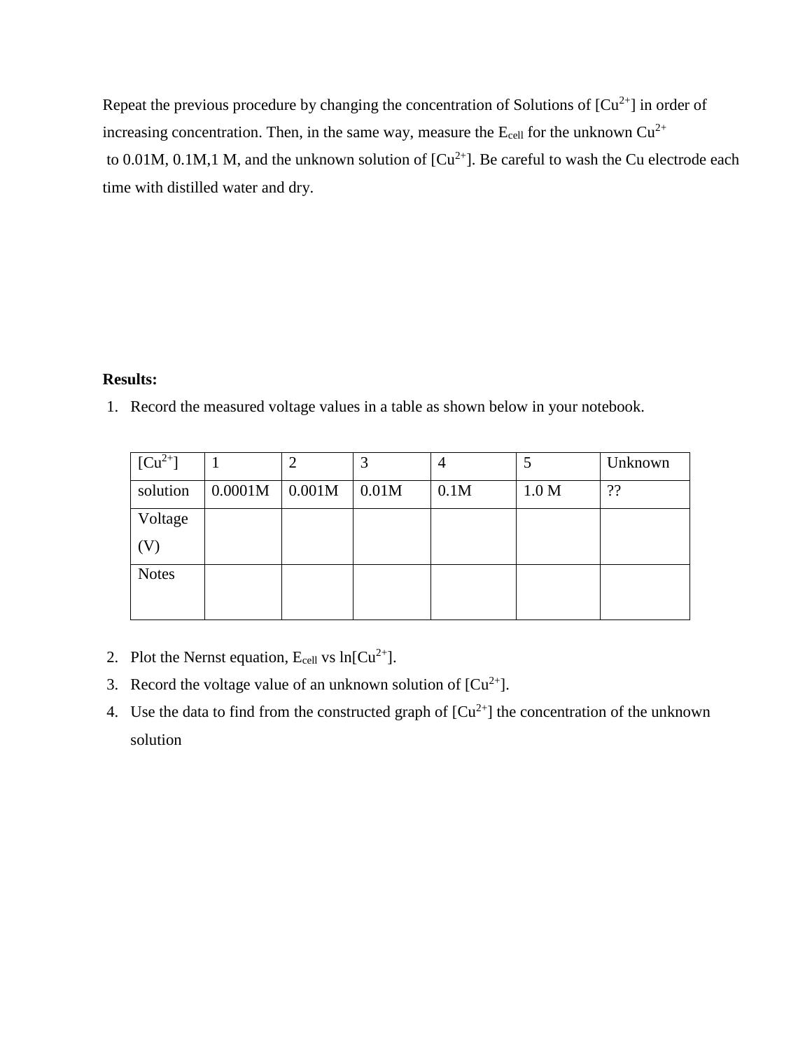Repeat the previous procedure by changing the concentration of Solutions of [$Cu^{2+}$] in order of increasing concentration. Then, in the same way, measure the $E_{cell}$ for the unknown $Cu^{2+}$ to 0.01M, 0.1M,1 M, and the unknown solution of [$Cu^{2+}$]. Be careful to wash the Cu electrode each time with distilled water and dry.

**Results:**

1. Record the measured voltage values in a table as shown below in your notebook.

| [$Cu^{2+}$] | 1 | 2 | 3 | 4 | 5 | Unknown |
|---|---|---|---|---|---|---|
| solution | 0.0001M | 0.001M | 0.01M | 0.1M | 1.0 M | ?? |
| Voltage (V) | | | | | | |
| Notes | | | | | | |

2. Plot the Nernst equation, $E_{cell}$ vs ln[$Cu^{2+}$].
3. Record the voltage value of an unknown solution of [$Cu^{2+}$].
4. Use the data to find from the constructed graph of [$Cu^{2+}$] the concentration of the unknown solution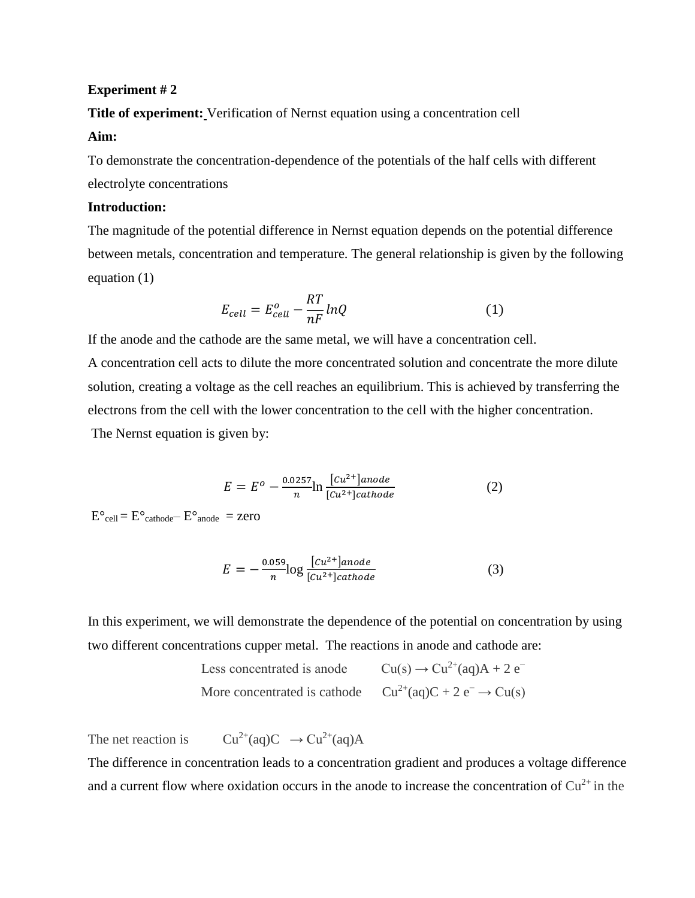**Experiment # 2**

**Title of experiment:** Verification of Nernst equation using a concentration cell

**Aim:**

To demonstrate the concentration-dependence of the potentials of the half cells with different electrolyte concentrations

**Introduction:**

The magnitude of the potential difference in Nernst equation depends on the potential difference between metals, concentration and temperature. The general relationship is given by the following equation (1)

$$E_{cell} = E^{o}_{cell} - \frac{RT}{nF} lnQ \qquad (1)$$

If the anode and the cathode are the same metal, we will have a concentration cell.

A concentration cell acts to dilute the more concentrated solution and concentrate the more dilute solution, creating a voltage as the cell reaches an equilibrium. This is achieved by transferring the electrons from the cell with the lower concentration to the cell with the higher concentration.

The Nernst equation is given by:

$$E = E^{o} - \frac{0.0257}{n} \ln \frac{[Cu^{2+}]anode}{[Cu^{2+}]cathode} \qquad (2)$$

$E^{\circ}_{cell} = E^{\circ}_{cathode} - E^{\circ}_{anode}$ = zero

$$E = -\frac{0.059}{n} \log \frac{[Cu^{2+}]anode}{[Cu^{2+}]cathode} \qquad (3)$$

In this experiment, we will demonstrate the dependence of the potential on concentration by using two different concentrations cupper metal. The reactions in anode and cathode are:

Less concentrated is anode $\quad Cu(s) \rightarrow Cu^{2+}(aq)A + 2\ e^{-}$

More concentrated is cathode $\quad Cu^{2+}(aq)C + 2\ e^{-} \rightarrow Cu(s)$

The net reaction is $\quad Cu^{2+}(aq)C \rightarrow Cu^{2+}(aq)A$

The difference in concentration leads to a concentration gradient and produces a voltage difference and a current flow where oxidation occurs in the anode to increase the concentration of $Cu^{2+}$ in the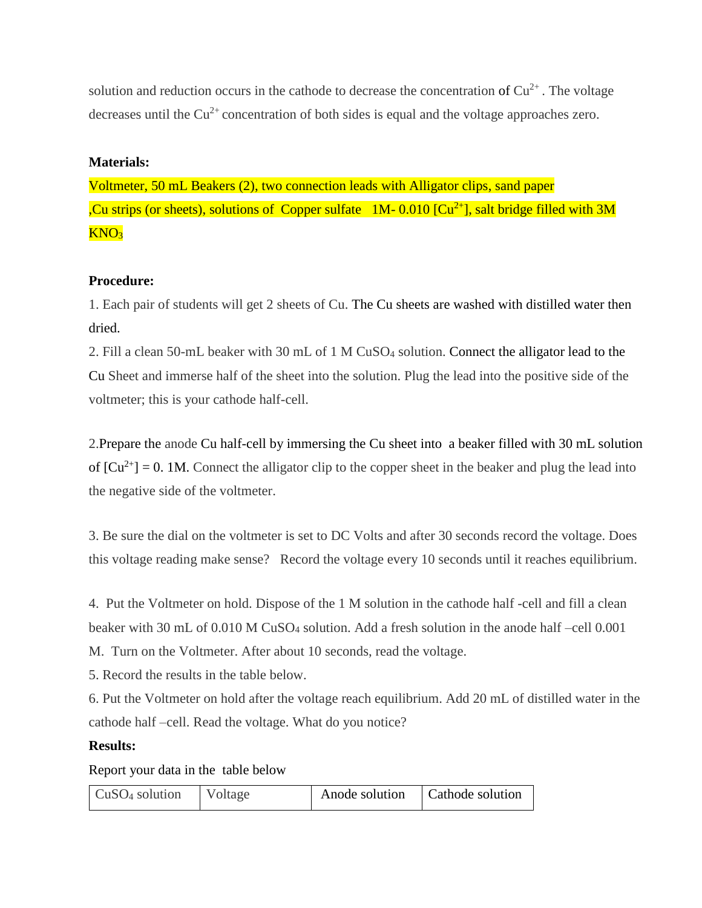solution and reduction occurs in the cathode to decrease the concentration of $Cu^{2+}$ . The voltage decreases until the $Cu^{2+}$ concentration of both sides is equal and the voltage approaches zero.

**Materials:**

Voltmeter, 50 mL Beakers (2), two connection leads with Alligator clips, sand paper ,Cu strips (or sheets), solutions of Copper sulfate 1M- 0.010 [$Cu^{2+}$], salt bridge filled with 3M $KNO_3$

**Procedure:**

1. Each pair of students will get 2 sheets of Cu. The Cu sheets are washed with distilled water then dried.
2. Fill a clean 50-mL beaker with 30 mL of 1 M $CuSO_4$ solution. Connect the alligator lead to the Cu Sheet and immerse half of the sheet into the solution. Plug the lead into the positive side of the voltmeter; this is your cathode half-cell.

2.Prepare the anode Cu half-cell by immersing the Cu sheet into a beaker filled with 30 mL solution of [$Cu^{2+}$] = 0. 1M. Connect the alligator clip to the copper sheet in the beaker and plug the lead into the negative side of the voltmeter.

3. Be sure the dial on the voltmeter is set to DC Volts and after 30 seconds record the voltage. Does this voltage reading make sense? Record the voltage every 10 seconds until it reaches equilibrium.

4. Put the Voltmeter on hold. Dispose of the 1 M solution in the cathode half -cell and fill a clean beaker with 30 mL of 0.010 M $CuSO_4$ solution. Add a fresh solution in the anode half –cell 0.001 M. Turn on the Voltmeter. After about 10 seconds, read the voltage.
5. Record the results in the table below.
6. Put the Voltmeter on hold after the voltage reach equilibrium. Add 20 mL of distilled water in the cathode half –cell. Read the voltage. What do you notice?

**Results:**

Report your data in the table below

| $CuSO_4$ solution | Voltage | Anode solution | Cathode solution |
|---|---|---|---|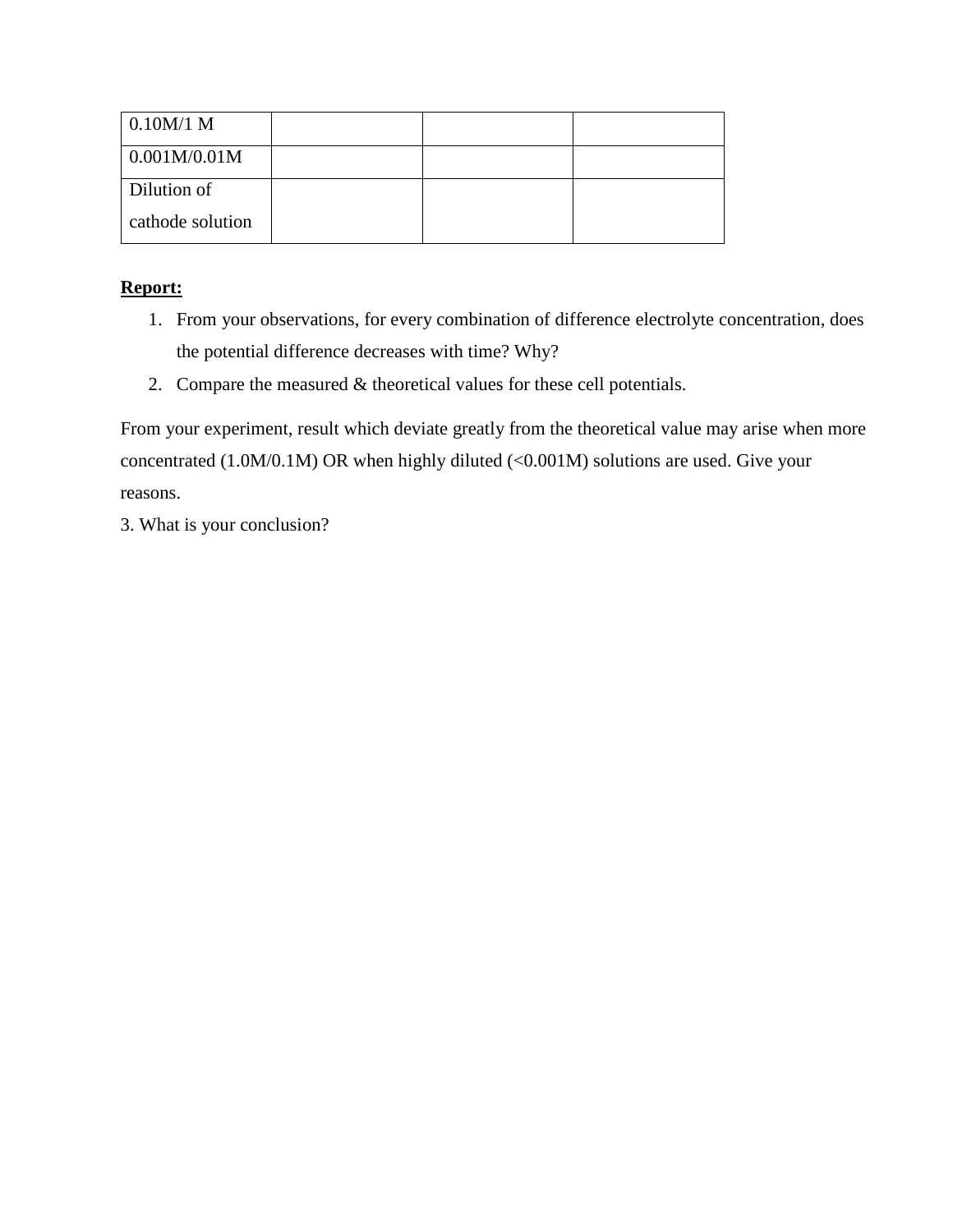| 0.10M/1 M | | | |
|---|---|---|---|
| 0.001M/0.01M | | | |
| Dilution of cathode solution | | | |

**<u>Report:</u>**

1. From your observations, for every combination of difference electrolyte concentration, does the potential difference decreases with time? Why?
2. Compare the measured & theoretical values for these cell potentials.

From your experiment, result which deviate greatly from the theoretical value may arise when more concentrated (1.0M/0.1M) OR when highly diluted (<0.001M) solutions are used. Give your reasons.

3. What is your conclusion?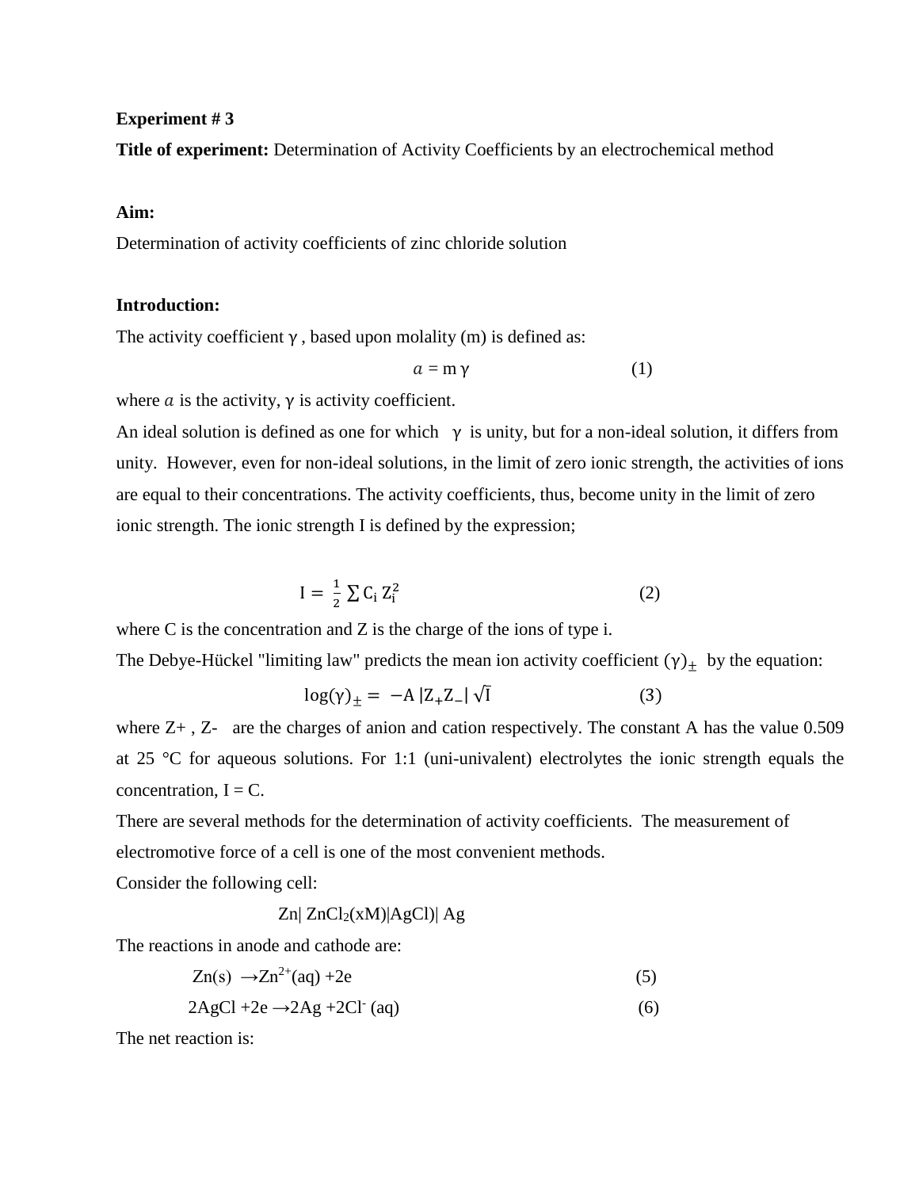**Experiment # 3**

**Title of experiment:** Determination of Activity Coefficients by an electrochemical method

**Aim:**

Determination of activity coefficients of zinc chloride solution

**Introduction:**

The activity coefficient γ , based upon molality (m) is defined as:

$$a = m\,\gamma \qquad (1)$$

where $a$ is the activity, γ is activity coefficient.

An ideal solution is defined as one for which γ is unity, but for a non-ideal solution, it differs from unity. However, even for non-ideal solutions, in the limit of zero ionic strength, the activities of ions are equal to their concentrations. The activity coefficients, thus, become unity in the limit of zero ionic strength. The ionic strength I is defined by the expression;

$$I = \frac{1}{2}\sum C_i Z_i^2 \qquad (2)$$

where C is the concentration and Z is the charge of the ions of type i.

The Debye-Hückel "limiting law" predicts the mean ion activity coefficient $(\gamma)_\pm$ by the equation:

$$\log(\gamma)_\pm = -A\,|Z_+ Z_-|\,\sqrt{I} \qquad (3)$$

where Z+ , Z- are the charges of anion and cation respectively. The constant A has the value 0.509 at 25 °C for aqueous solutions. For 1:1 (uni-univalent) electrolytes the ionic strength equals the concentration, I = C.

There are several methods for the determination of activity coefficients. The measurement of electromotive force of a cell is one of the most convenient methods.

Consider the following cell:

$$Zn|\ ZnCl_2(xM)|AgCl)|\ Ag$$

The reactions in anode and cathode are:

$$Zn(s) \rightarrow Zn^{2+}(aq) + 2e \qquad (5)$$

$$2AgCl + 2e \rightarrow 2Ag + 2Cl^{-}(aq) \qquad (6)$$

The net reaction is: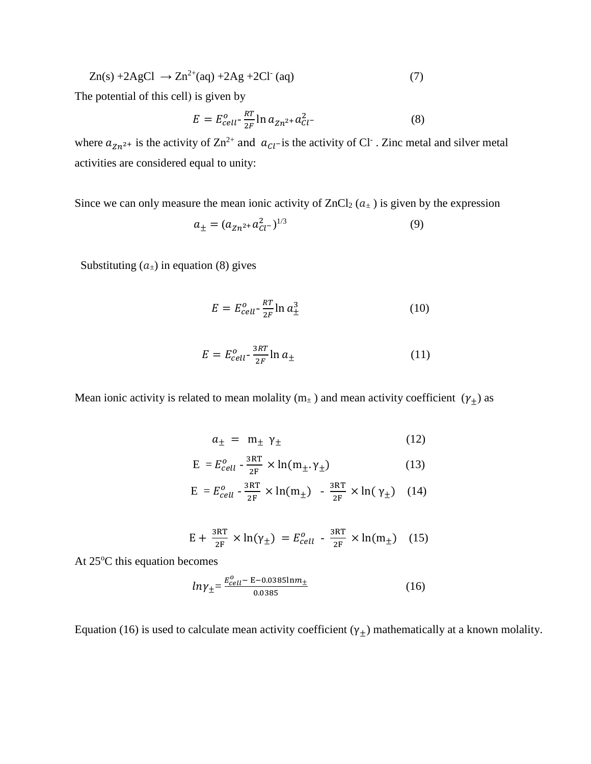$$Zn(s) + 2AgCl \rightarrow Zn^{2+}(aq) + 2Ag + 2Cl^{-}(aq) \quad (7)$$

The potential of this cell) is given by

$$E = E^{o}_{cell} - \frac{RT}{2F}\ln a_{Zn^{2+}} a^{2}_{Cl^{-}} \quad (8)$$

where $a_{Zn^{2+}}$ is the activity of $Zn^{2+}$ and $a_{Cl^{-}}$ is the activity of $Cl^{-}$ . Zinc metal and silver metal activities are considered equal to unity:

Since we can only measure the mean ionic activity of $ZnCl_2$ ($a_{\pm}$ ) is given by the expression

$$a_{\pm} = (a_{Zn^{2+}} a^{2}_{Cl^{-}})^{1/3} \quad (9)$$

Substituting ($a_{\pm}$) in equation (8) gives

$$E = E^{o}_{cell} - \frac{RT}{2F}\ln a^{3}_{\pm} \quad (10)$$

$$E = E^{o}_{cell} - \frac{3RT}{2F}\ln a_{\pm} \quad (11)$$

Mean ionic activity is related to mean molality ($m_{\pm}$ ) and mean activity coefficient ($\gamma_{\pm}$) as

$$a_{\pm} = m_{\pm}\ \gamma_{\pm} \quad (12)$$

$$E = E^{o}_{cell} - \frac{3RT}{2F} \times \ln(m_{\pm}.\gamma_{\pm}) \quad (13)$$

$$E = E^{o}_{cell} - \frac{3RT}{2F} \times \ln(m_{\pm}) - \frac{3RT}{2F} \times \ln(\gamma_{\pm}) \quad (14)$$

$$E + \frac{3RT}{2F} \times \ln(\gamma_{\pm}) = E^{o}_{cell} - \frac{3RT}{2F} \times \ln(m_{\pm}) \quad (15)$$

At 25$^{o}$C this equation becomes

$$ln\gamma_{\pm} = \frac{E^{o}_{cell} - E - 0.0385 \ln m_{\pm}}{0.0385} \quad (16)$$

Equation (16) is used to calculate mean activity coefficient ($\gamma_{\pm}$) mathematically at a known molality.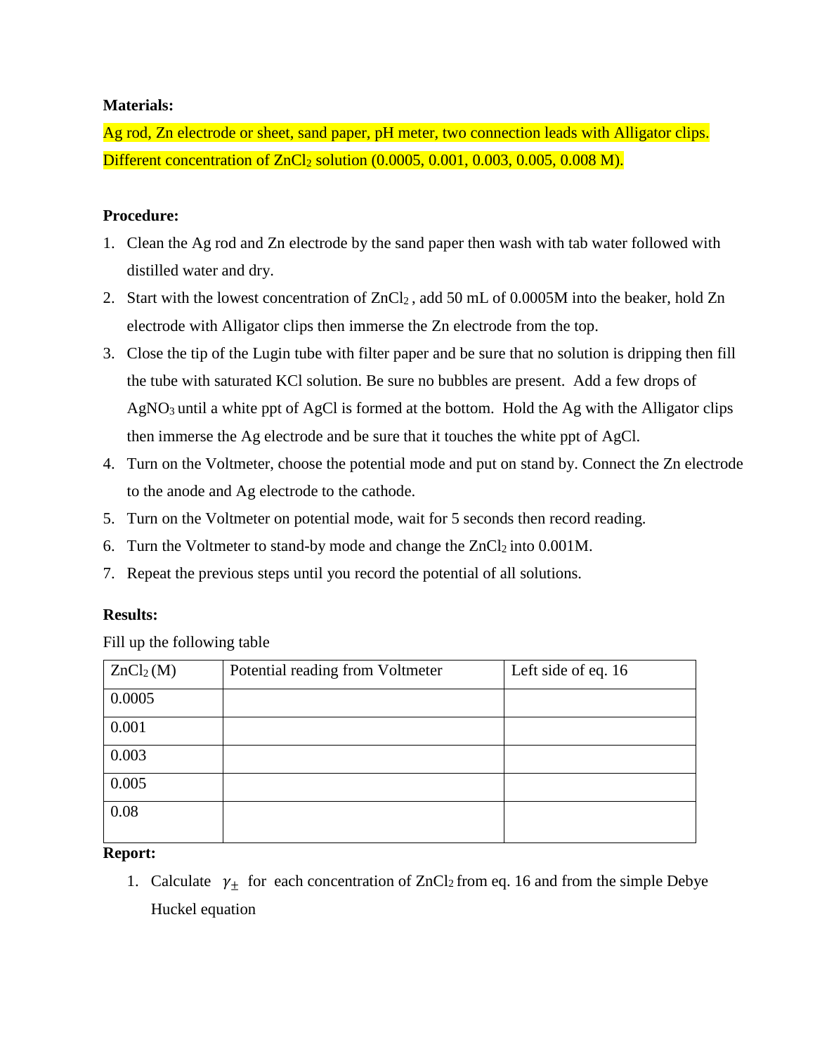**Materials:**

Ag rod, Zn electrode or sheet, sand paper, pH meter, two connection leads with Alligator clips. Different concentration of $ZnCl_2$ solution (0.0005, 0.001, 0.003, 0.005, 0.008 M).

**Procedure:**

1. Clean the Ag rod and Zn electrode by the sand paper then wash with tab water followed with distilled water and dry.
2. Start with the lowest concentration of $ZnCl_2$ , add 50 mL of 0.0005M into the beaker, hold Zn electrode with Alligator clips then immerse the Zn electrode from the top.
3. Close the tip of the Lugin tube with filter paper and be sure that no solution is dripping then fill the tube with saturated KCl solution. Be sure no bubbles are present. Add a few drops of $AgNO_3$ until a white ppt of AgCl is formed at the bottom. Hold the Ag with the Alligator clips then immerse the Ag electrode and be sure that it touches the white ppt of AgCl.
4. Turn on the Voltmeter, choose the potential mode and put on stand by. Connect the Zn electrode to the anode and Ag electrode to the cathode.
5. Turn on the Voltmeter on potential mode, wait for 5 seconds then record reading.
6. Turn the Voltmeter to stand-by mode and change the $ZnCl_2$ into 0.001M.
7. Repeat the previous steps until you record the potential of all solutions.

**Results:**

Fill up the following table

| $ZnCl_2$ (M) | Potential reading from Voltmeter | Left side of eq. 16 |
|---|---|---|
| 0.0005 | | |
| 0.001 | | |
| 0.003 | | |
| 0.005 | | |
| 0.08 | | |

**Report:**

1. Calculate $\gamma_{\pm}$ for each concentration of $ZnCl_2$ from eq. 16 and from the simple Debye Huckel equation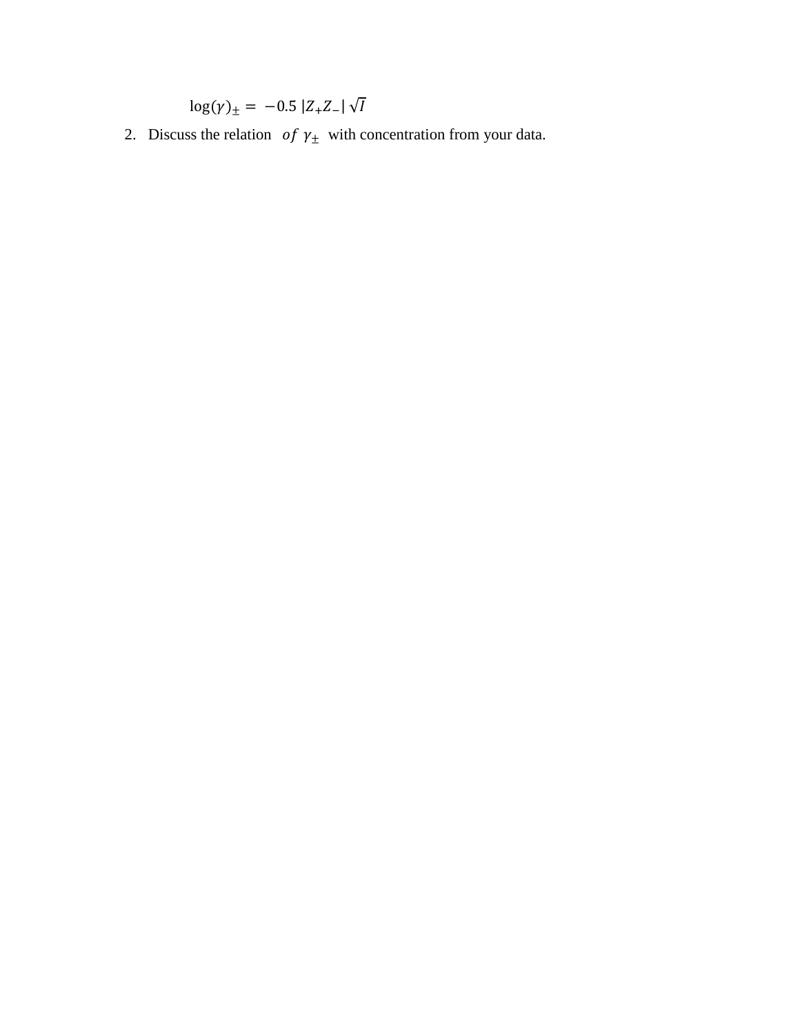$$\log(\gamma)_{\pm} = -0.5\,|Z_{+}Z_{-}|\,\sqrt{I}$$

2. Discuss the relation $of\ \gamma_{\pm}$ with concentration from your data.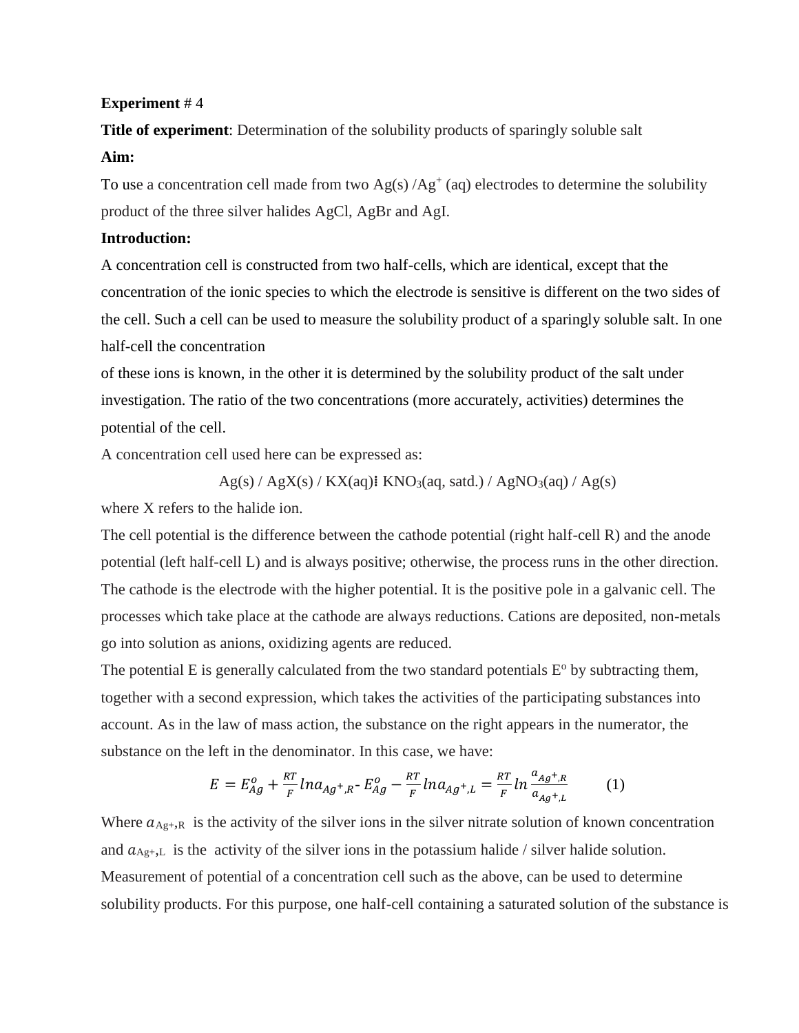**Experiment** # 4

**Title of experiment**: Determination of the solubility products of sparingly soluble salt

**Aim:**

To use a concentration cell made from two $Ag(s)/Ag^{+}$ (aq) electrodes to determine the solubility product of the three silver halides AgCl, AgBr and AgI.

**Introduction:**

A concentration cell is constructed from two half-cells, which are identical, except that the concentration of the ionic species to which the electrode is sensitive is different on the two sides of the cell. Such a cell can be used to measure the solubility product of a sparingly soluble salt. In one half-cell the concentration

of these ions is known, in the other it is determined by the solubility product of the salt under investigation. The ratio of the two concentrations (more accurately, activities) determines the potential of the cell.

A concentration cell used here can be expressed as:

$$Ag(s) / AgX(s) / KX(aq) \vdots\, KNO_3(aq, satd.) / AgNO_3(aq) / Ag(s)$$

where X refers to the halide ion.

The cell potential is the difference between the cathode potential (right half-cell R) and the anode potential (left half-cell L) and is always positive; otherwise, the process runs in the other direction. The cathode is the electrode with the higher potential. It is the positive pole in a galvanic cell. The processes which take place at the cathode are always reductions. Cations are deposited, non-metals go into solution as anions, oxidizing agents are reduced.

The potential E is generally calculated from the two standard potentials $E^{o}$ by subtracting them, together with a second expression, which takes the activities of the participating substances into account. As in the law of mass action, the substance on the right appears in the numerator, the substance on the left in the denominator. In this case, we have:

$$E = E^{o}_{Ag} + \frac{RT}{F} \ln a_{Ag^{+},R} - E^{o}_{Ag} - \frac{RT}{F} \ln a_{Ag^{+},L} = \frac{RT}{F} \ln \frac{a_{Ag^{+},R}}{a_{Ag^{+},L}} \qquad (1)$$

Where $a_{Ag^{+},R}$ is the activity of the silver ions in the silver nitrate solution of known concentration and $a_{Ag^{+},L}$ is the activity of the silver ions in the potassium halide / silver halide solution.

Measurement of potential of a concentration cell such as the above, can be used to determine solubility products. For this purpose, one half-cell containing a saturated solution of the substance is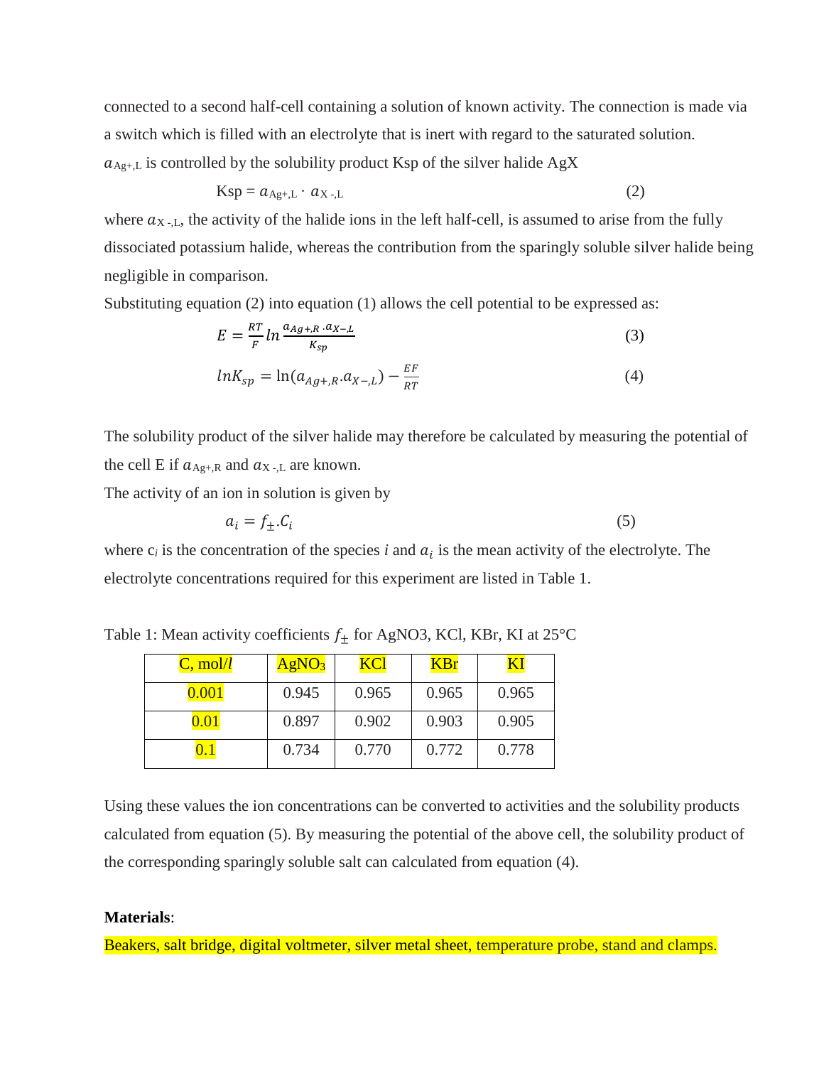connected to a second half-cell containing a solution of known activity. The connection is made via a switch which is filled with an electrolyte that is inert with regard to the saturated solution.

$a_{Ag+,L}$ is controlled by the solubility product Ksp of the silver halide AgX

$$Ksp = a_{Ag+,L} \cdot a_{X-,L} \quad (2)$$

where $a_{X-,L}$, the activity of the halide ions in the left half-cell, is assumed to arise from the fully dissociated potassium halide, whereas the contribution from the sparingly soluble silver halide being negligible in comparison.

Substituting equation (2) into equation (1) allows the cell potential to be expressed as:

$$E = \frac{RT}{F} ln \frac{a_{Ag+,R} . a_{X-,L}}{K_{sp}} \quad (3)$$

$$lnK_{sp} = \ln(a_{Ag+,R} . a_{X-,L}) - \frac{EF}{RT} \quad (4)$$

The solubility product of the silver halide may therefore be calculated by measuring the potential of the cell E if $a_{Ag+,R}$ and $a_{X-,L}$ are known.

The activity of an ion in solution is given by

$$a_i = f_{\pm} . C_i \quad (5)$$

where $c_i$ is the concentration of the species *i* and $a_i$ is the mean activity of the electrolyte. The electrolyte concentrations required for this experiment are listed in Table 1.

Table 1: Mean activity coefficients $f_{\pm}$ for AgNO3, KCl, KBr, KI at 25°C

| C, mol/*l* | $AgNO_3$ | KCl | KBr | KI |
|---|---|---|---|---|
| 0.001 | 0.945 | 0.965 | 0.965 | 0.965 |
| 0.01 | 0.897 | 0.902 | 0.903 | 0.905 |
| 0.1 | 0.734 | 0.770 | 0.772 | 0.778 |

Using these values the ion concentrations can be converted to activities and the solubility products calculated from equation (5). By measuring the potential of the above cell, the solubility product of the corresponding sparingly soluble salt can calculated from equation (4).

**Materials**:

Beakers, salt bridge, digital voltmeter, silver metal sheet, temperature probe, stand and clamps.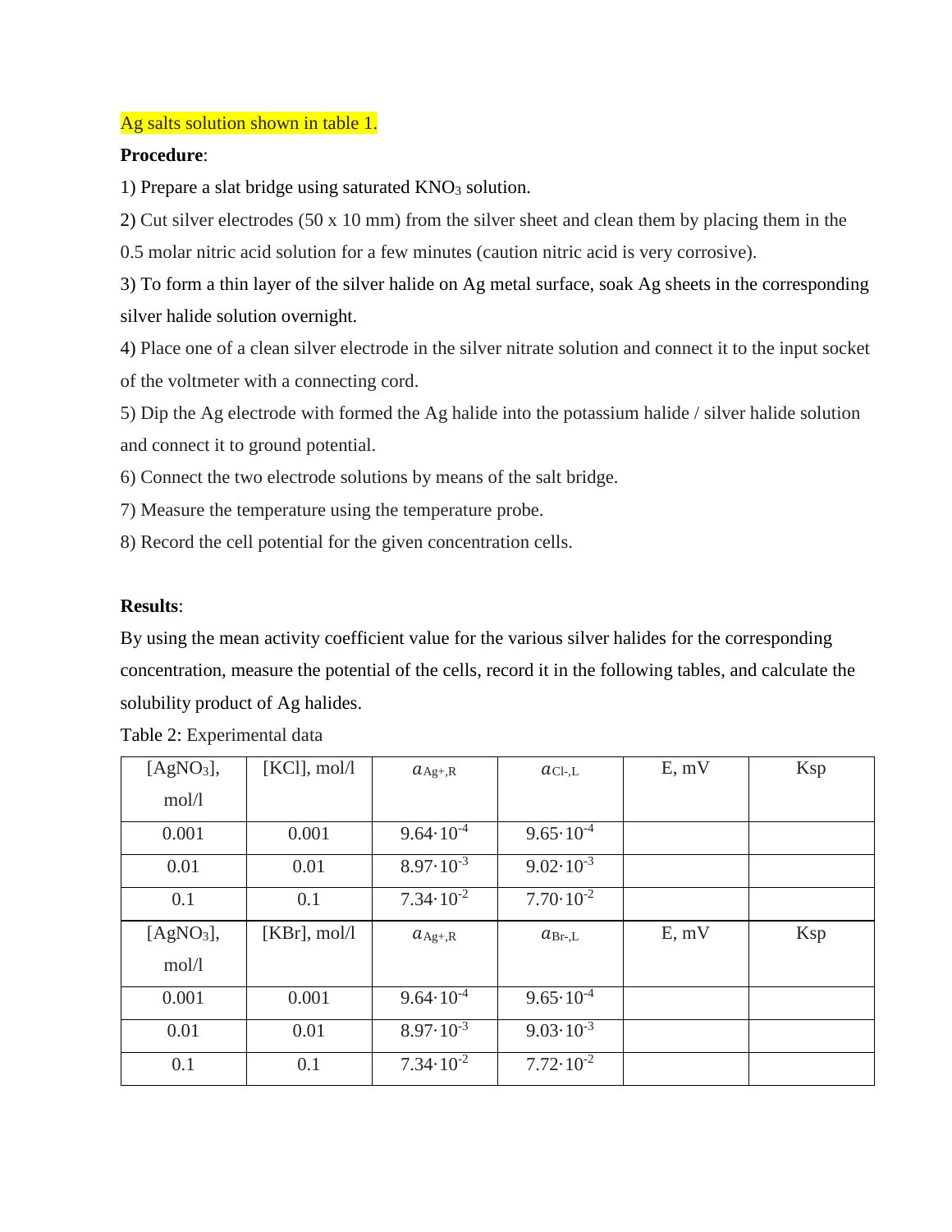Ag salts solution shown in table 1.

**Procedure**:

1) Prepare a slat bridge using saturated $KNO_3$ solution.

2) Cut silver electrodes (50 x 10 mm) from the silver sheet and clean them by placing them in the 0.5 molar nitric acid solution for a few minutes (caution nitric acid is very corrosive).

3) To form a thin layer of the silver halide on Ag metal surface, soak Ag sheets in the corresponding silver halide solution overnight.

4) Place one of a clean silver electrode in the silver nitrate solution and connect it to the input socket of the voltmeter with a connecting cord.

5) Dip the Ag electrode with formed the Ag halide into the potassium halide / silver halide solution and connect it to ground potential.

6) Connect the two electrode solutions by means of the salt bridge.

7) Measure the temperature using the temperature probe.

8) Record the cell potential for the given concentration cells.

**Results**:

By using the mean activity coefficient value for the various silver halides for the corresponding concentration, measure the potential of the cells, record it in the following tables, and calculate the solubility product of Ag halides.

Table 2: Experimental data

| $[AgNO_3]$, mol/l | [KCl], mol/l | $a_{Ag+,R}$ | $a_{Cl-,L}$ | E, mV | Ksp |
|---|---|---|---|---|---|
| 0.001 | 0.001 | $9.64 \cdot 10^{-4}$ | $9.65 \cdot 10^{-4}$ | | |
| 0.01 | 0.01 | $8.97 \cdot 10^{-3}$ | $9.02 \cdot 10^{-3}$ | | |
| 0.1 | 0.1 | $7.34 \cdot 10^{-2}$ | $7.70 \cdot 10^{-2}$ | | |
| $[AgNO_3]$, mol/l | [KBr], mol/l | $a_{Ag+,R}$ | $a_{Br-,L}$ | E, mV | Ksp |
| 0.001 | 0.001 | $9.64 \cdot 10^{-4}$ | $9.65 \cdot 10^{-4}$ | | |
| 0.01 | 0.01 | $8.97 \cdot 10^{-3}$ | $9.03 \cdot 10^{-3}$ | | |
| 0.1 | 0.1 | $7.34 \cdot 10^{-2}$ | $7.72 \cdot 10^{-2}$ | | |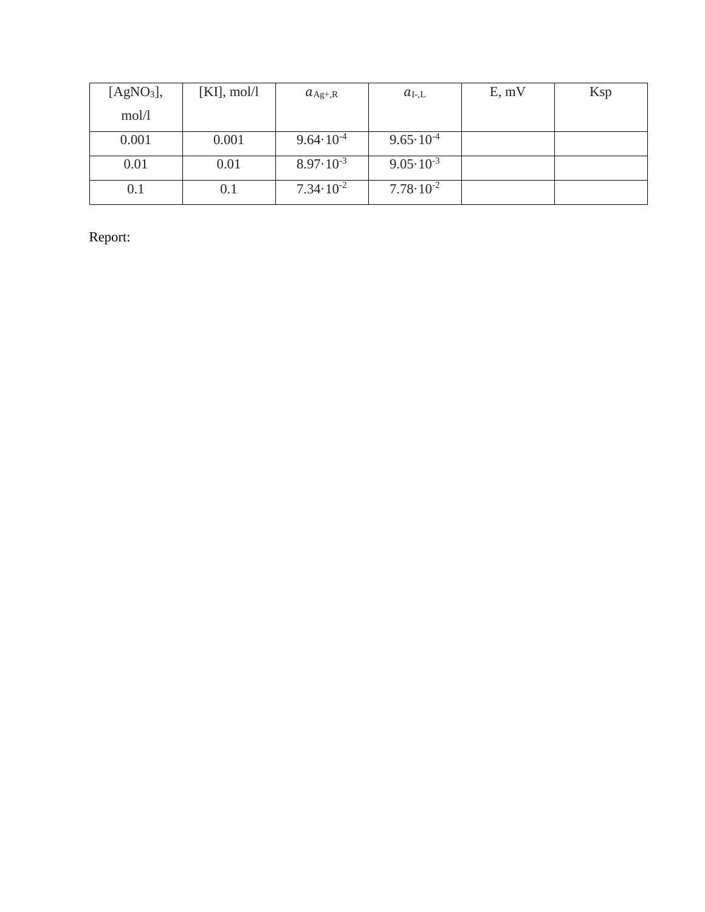| $[AgNO_3]$, mol/l | [KI], mol/l | $a_{Ag^+,R}$ | $a_{I^-,L}$ | E, mV | Ksp |
|---|---|---|---|---|---|
| 0.001 | 0.001 | $9.64 \cdot 10^{-4}$ | $9.65 \cdot 10^{-4}$ | | |
| 0.01 | 0.01 | $8.97 \cdot 10^{-3}$ | $9.05 \cdot 10^{-3}$ | | |
| 0.1 | 0.1 | $7.34 \cdot 10^{-2}$ | $7.78 \cdot 10^{-2}$ | | |

Report: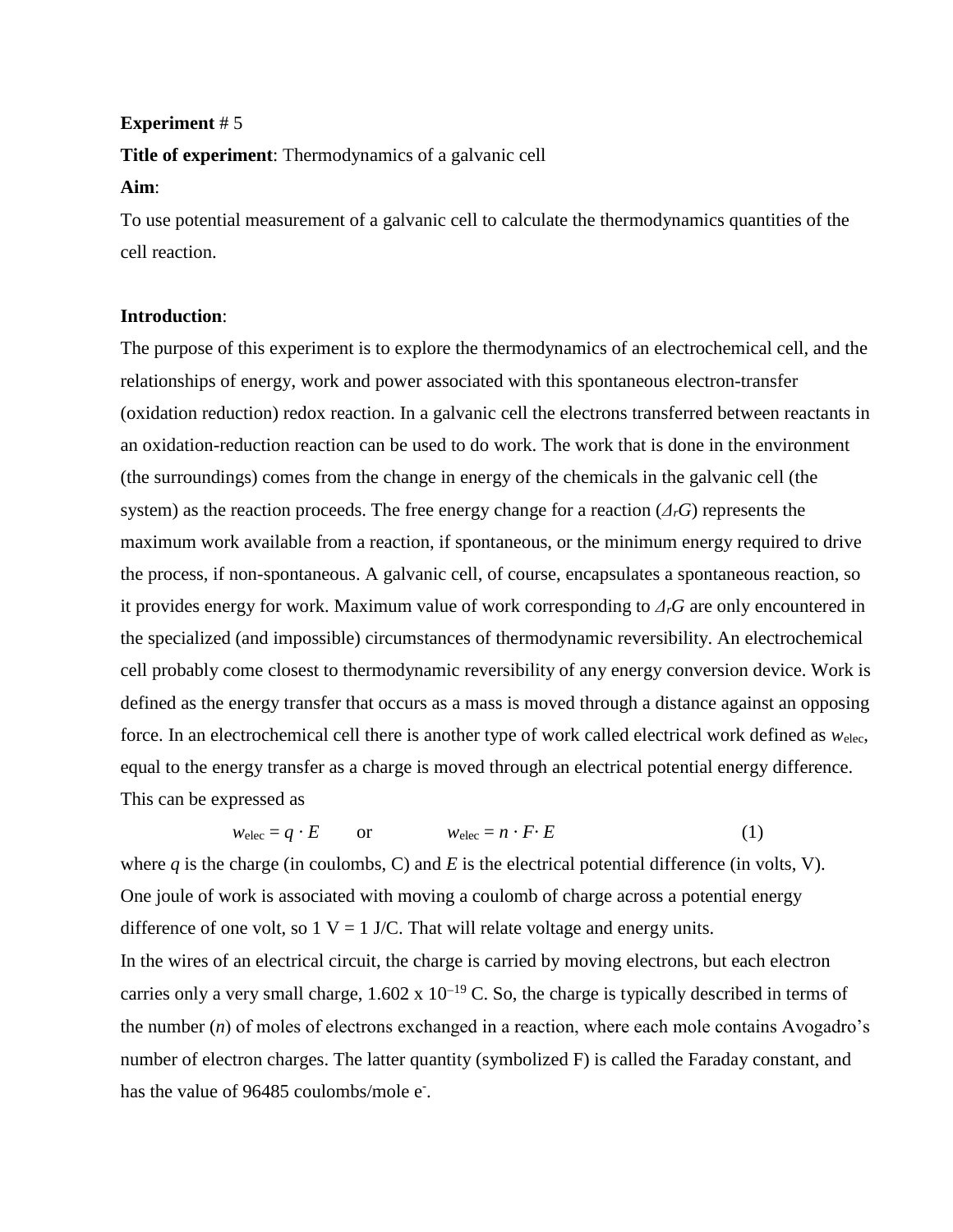**Experiment** # 5

**Title of experiment**: Thermodynamics of a galvanic cell

**Aim**:

To use potential measurement of a galvanic cell to calculate the thermodynamics quantities of the cell reaction.

**Introduction**:

The purpose of this experiment is to explore the thermodynamics of an electrochemical cell, and the relationships of energy, work and power associated with this spontaneous electron-transfer (oxidation reduction) redox reaction. In a galvanic cell the electrons transferred between reactants in an oxidation-reduction reaction can be used to do work. The work that is done in the environment (the surroundings) comes from the change in energy of the chemicals in the galvanic cell (the system) as the reaction proceeds. The free energy change for a reaction ($\Delta_r G$) represents the maximum work available from a reaction, if spontaneous, or the minimum energy required to drive the process, if non-spontaneous. A galvanic cell, of course, encapsulates a spontaneous reaction, so it provides energy for work. Maximum value of work corresponding to $\Delta_r G$ are only encountered in the specialized (and impossible) circumstances of thermodynamic reversibility. An electrochemical cell probably come closest to thermodynamic reversibility of any energy conversion device. Work is defined as the energy transfer that occurs as a mass is moved through a distance against an opposing force. In an electrochemical cell there is another type of work called electrical work defined as $w_{elec}$, equal to the energy transfer as a charge is moved through an electrical potential energy difference. This can be expressed as

$$w_{elec} = q \cdot E \qquad \text{or} \qquad w_{elec} = n \cdot F \cdot E \qquad (1)$$

where $q$ is the charge (in coulombs, C) and $E$ is the electrical potential difference (in volts, V). One joule of work is associated with moving a coulomb of charge across a potential energy difference of one volt, so 1 V = 1 J/C. That will relate voltage and energy units.

In the wires of an electrical circuit, the charge is carried by moving electrons, but each electron carries only a very small charge, $1.602 \times 10^{-19}$ C. So, the charge is typically described in terms of the number ($n$) of moles of electrons exchanged in a reaction, where each mole contains Avogadro's number of electron charges. The latter quantity (symbolized F) is called the Faraday constant, and has the value of 96485 coulombs/mole $e^-$.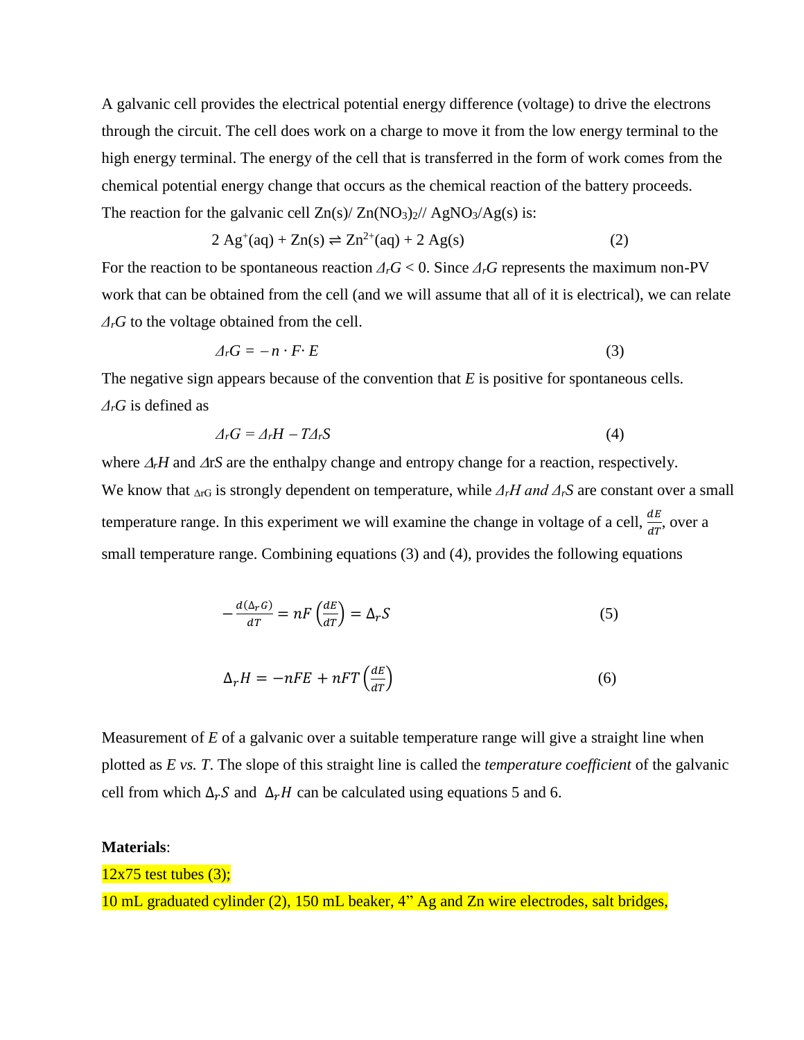A galvanic cell provides the electrical potential energy difference (voltage) to drive the electrons through the circuit. The cell does work on a charge to move it from the low energy terminal to the high energy terminal. The energy of the cell that is transferred in the form of work comes from the chemical potential energy change that occurs as the chemical reaction of the battery proceeds. The reaction for the galvanic cell $Zn(s)/ Zn(NO_3)_2// AgNO_3/Ag(s)$ is:

$$2\ Ag^+(aq) + Zn(s) \rightleftharpoons Zn^{2+}(aq) + 2\ Ag(s) \qquad (2)$$

For the reaction to be spontaneous reaction $\Delta_r G < 0$. Since $\Delta_r G$ represents the maximum non-PV work that can be obtained from the cell (and we will assume that all of it is electrical), we can relate $\Delta_r G$ to the voltage obtained from the cell.

$$\Delta_r G = -n \cdot F \cdot E \qquad (3)$$

The negative sign appears because of the convention that $E$ is positive for spontaneous cells. $\Delta_r G$ is defined as

$$\Delta_r G = \Delta_r H - T\Delta_r S \qquad (4)$$

where $\Delta_r H$ and $\Delta_r S$ are the enthalpy change and entropy change for a reaction, respectively. We know that $\Delta_r G$ is strongly dependent on temperature, while $\Delta_r H$ *and* $\Delta_r S$ are constant over a small temperature range. In this experiment we will examine the change in voltage of a cell, $\frac{dE}{dT}$, over a small temperature range. Combining equations (3) and (4), provides the following equations

$$-\frac{d(\Delta_r G)}{dT} = nF\left(\frac{dE}{dT}\right) = \Delta_r S \qquad (5)$$

$$\Delta_r H = -nFE + nFT\left(\frac{dE}{dT}\right) \qquad (6)$$

Measurement of $E$ of a galvanic over a suitable temperature range will give a straight line when plotted as $E$ *vs.* $T$. The slope of this straight line is called the *temperature coefficient* of the galvanic cell from which $\Delta_r S$ and $\Delta_r H$ can be calculated using equations 5 and 6.

**Materials**:

12x75 test tubes (3);

10 mL graduated cylinder (2), 150 mL beaker, 4" Ag and Zn wire electrodes, salt bridges,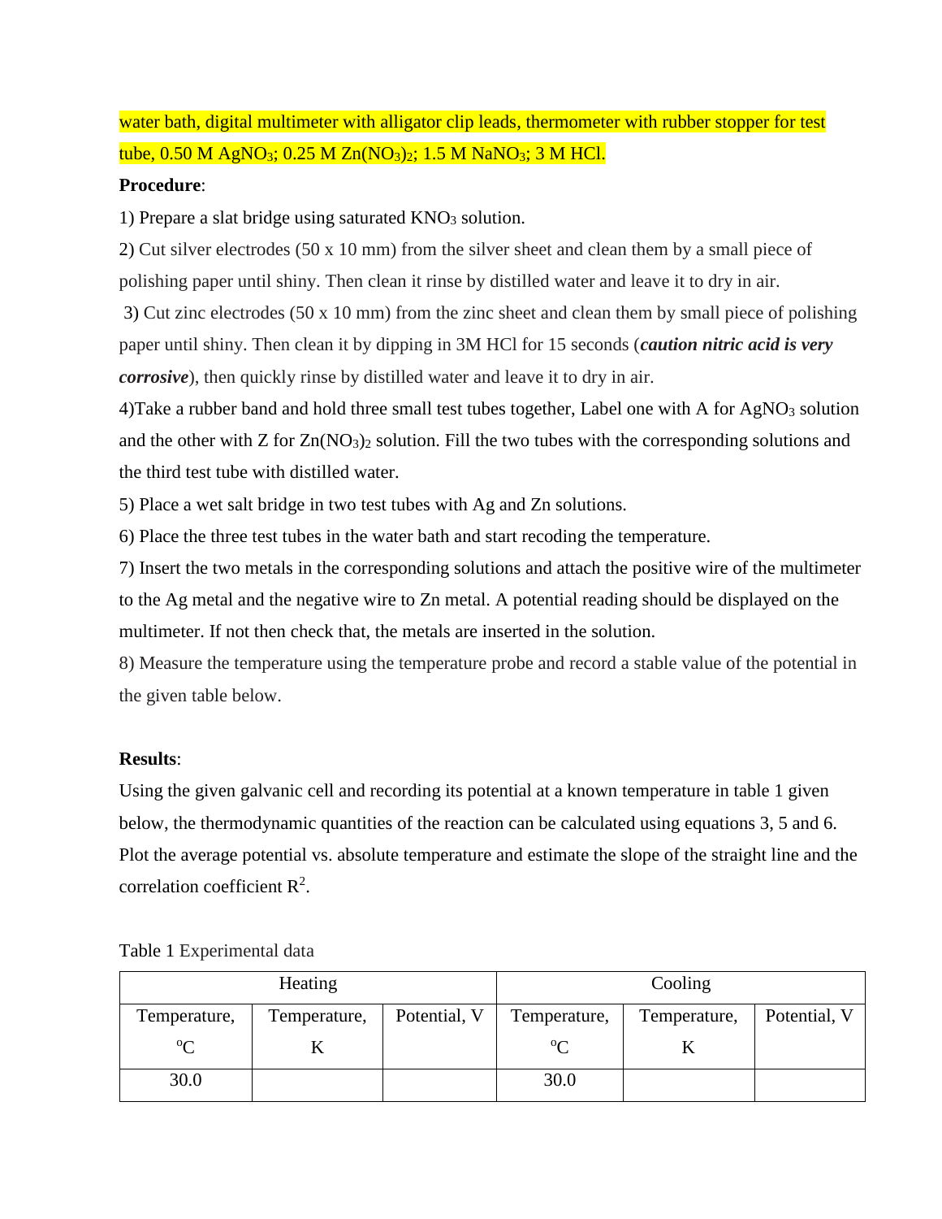water bath, digital multimeter with alligator clip leads, thermometer with rubber stopper for test tube, 0.50 M $AgNO_3$; 0.25 M $Zn(NO_3)_2$; 1.5 M $NaNO_3$; 3 M HCl.

**Procedure**:

1) Prepare a slat bridge using saturated $KNO_3$ solution.

2) Cut silver electrodes (50 x 10 mm) from the silver sheet and clean them by a small piece of polishing paper until shiny. Then clean it rinse by distilled water and leave it to dry in air.

3) Cut zinc electrodes (50 x 10 mm) from the zinc sheet and clean them by small piece of polishing paper until shiny. Then clean it by dipping in 3M HCl for 15 seconds (***caution nitric acid is very corrosive***), then quickly rinse by distilled water and leave it to dry in air.

4)Take a rubber band and hold three small test tubes together, Label one with A for $AgNO_3$ solution and the other with Z for $Zn(NO_3)_2$ solution. Fill the two tubes with the corresponding solutions and the third test tube with distilled water.

5) Place a wet salt bridge in two test tubes with Ag and Zn solutions.

6) Place the three test tubes in the water bath and start recoding the temperature.

7) Insert the two metals in the corresponding solutions and attach the positive wire of the multimeter to the Ag metal and the negative wire to Zn metal. A potential reading should be displayed on the multimeter. If not then check that, the metals are inserted in the solution.

8) Measure the temperature using the temperature probe and record a stable value of the potential in the given table below.

**Results**:

Using the given galvanic cell and recording its potential at a known temperature in table 1 given below, the thermodynamic quantities of the reaction can be calculated using equations 3, 5 and 6. Plot the average potential vs. absolute temperature and estimate the slope of the straight line and the correlation coefficient $R^2$.

Table 1 Experimental data

| Heating | | | Cooling | | |
|---|---|---|---|---|---|
| Temperature, °C | Temperature, K | Potential, V | Temperature, °C | Temperature, K | Potential, V |
| 30.0 | | | 30.0 | | |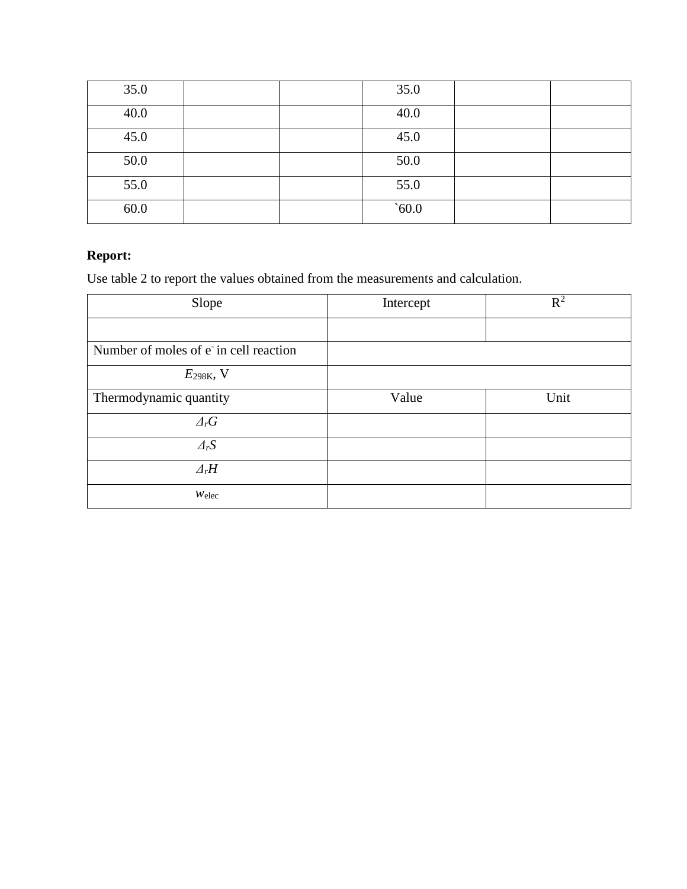| 35.0 | | | 35.0 | | |
|---|---|---|---|---|---|
| 40.0 | | | 40.0 | | |
| 45.0 | | | 45.0 | | |
| 50.0 | | | 50.0 | | |
| 55.0 | | | 55.0 | | |
| 60.0 | | | `60.0 | | |

**Report:**

Use table 2 to report the values obtained from the measurements and calculation.

| Slope | Intercept | $R^2$ |
|---|---|---|
| | | |
| Number of moles of $e^-$ in cell reaction | | |
| $E_{298K}$, V | | |
| Thermodynamic quantity | Value | Unit |
| $\Delta_r G$ | | |
| $\Delta_r S$ | | |
| $\Delta_r H$ | | |
| $w_{elec}$ | | |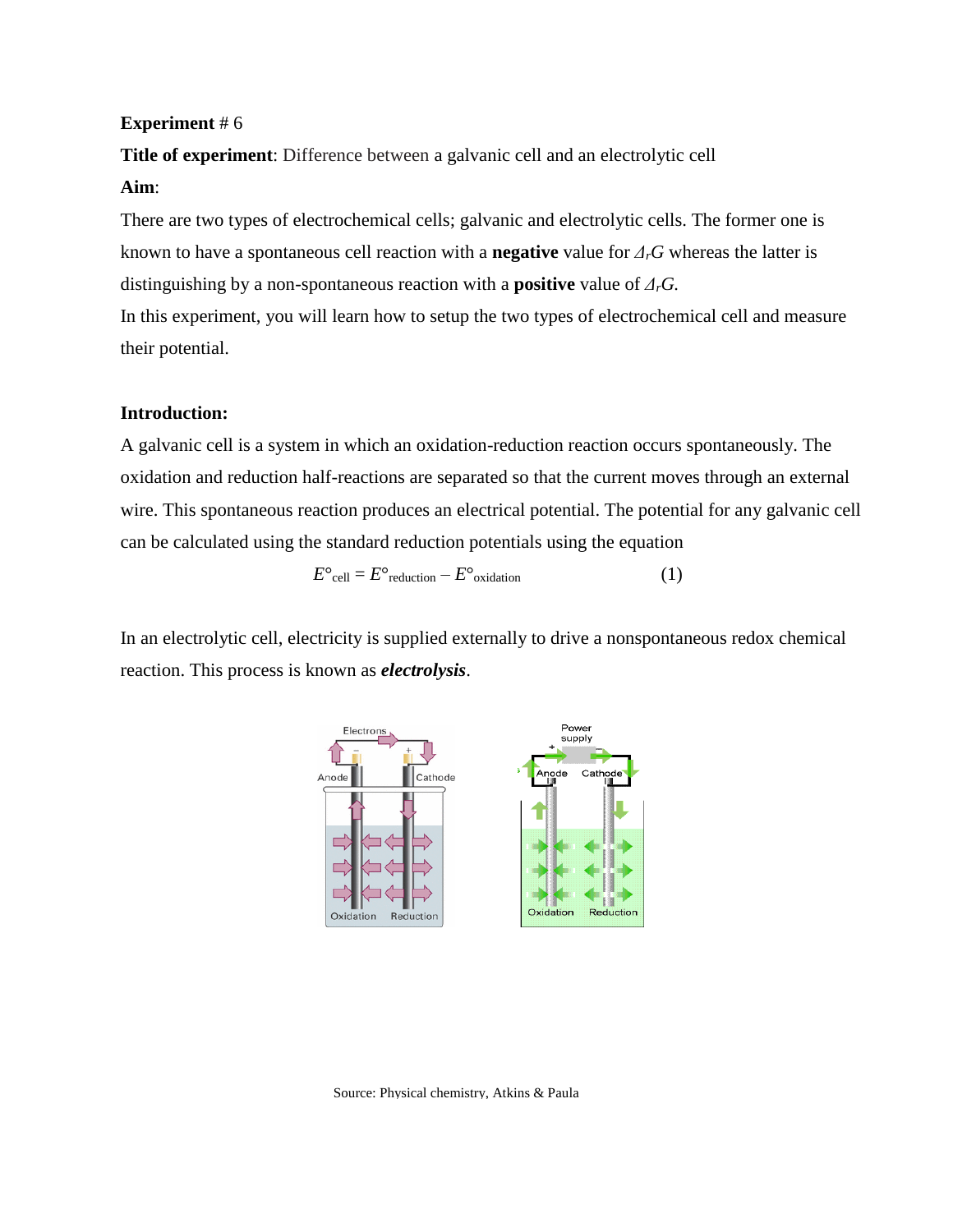**Experiment** # 6

**Title of experiment**: Difference between a galvanic cell and an electrolytic cell

**Aim**:

There are two types of electrochemical cells; galvanic and electrolytic cells. The former one is known to have a spontaneous cell reaction with a **negative** value for $\Delta_r G$ whereas the latter is distinguishing by a non-spontaneous reaction with a **positive** value of $\Delta_r G$.

In this experiment, you will learn how to setup the two types of electrochemical cell and measure their potential.

**Introduction:**

A galvanic cell is a system in which an oxidation-reduction reaction occurs spontaneously. The oxidation and reduction half-reactions are separated so that the current moves through an external wire. This spontaneous reaction produces an electrical potential. The potential for any galvanic cell can be calculated using the standard reduction potentials using the equation

$$E^{\circ}_{cell} = E^{\circ}_{reduction} - E^{\circ}_{oxidation} \qquad (1)$$

In an electrolytic cell, electricity is supplied externally to drive a nonspontaneous redox chemical reaction. This process is known as ***electrolysis***.

Source: Physical chemistry, Atkins & Paula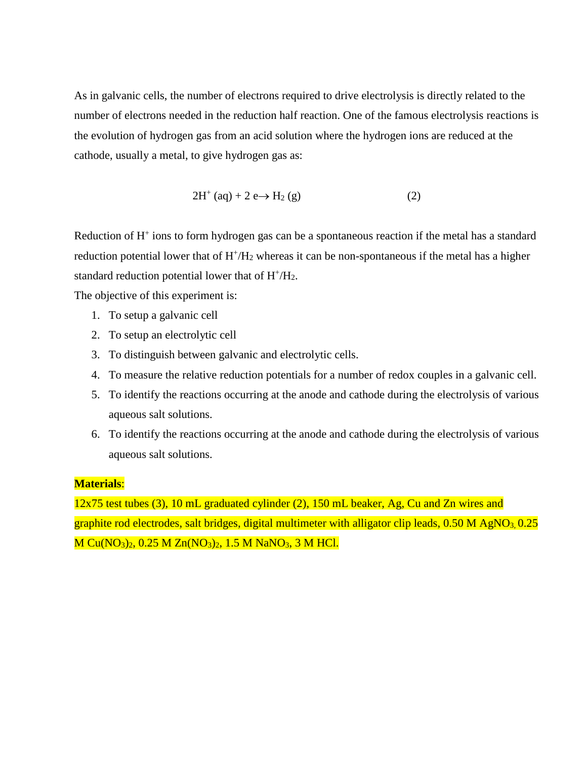As in galvanic cells, the number of electrons required to drive electrolysis is directly related to the number of electrons needed in the reduction half reaction. One of the famous electrolysis reactions is the evolution of hydrogen gas from an acid solution where the hydrogen ions are reduced at the cathode, usually a metal, to give hydrogen gas as:

$$2H^{+}\,(aq) + 2\,e \rightarrow H_2\,(g) \qquad (2)$$

Reduction of $H^+$ ions to form hydrogen gas can be a spontaneous reaction if the metal has a standard reduction potential lower that of $H^+/H_2$ whereas it can be non-spontaneous if the metal has a higher standard reduction potential lower that of $H^+/H_2$.

The objective of this experiment is:

1. To setup a galvanic cell
2. To setup an electrolytic cell
3. To distinguish between galvanic and electrolytic cells.
4. To measure the relative reduction potentials for a number of redox couples in a galvanic cell.
5. To identify the reactions occurring at the anode and cathode during the electrolysis of various aqueous salt solutions.
6. To identify the reactions occurring at the anode and cathode during the electrolysis of various aqueous salt solutions.

**Materials**:

12x75 test tubes (3), 10 mL graduated cylinder (2), 150 mL beaker, Ag, Cu and Zn wires and graphite rod electrodes, salt bridges, digital multimeter with alligator clip leads, 0.50 M $AgNO_3$, 0.25 M $Cu(NO_3)_2$, 0.25 M $Zn(NO_3)_2$, 1.5 M $NaNO_3$, 3 M HCl.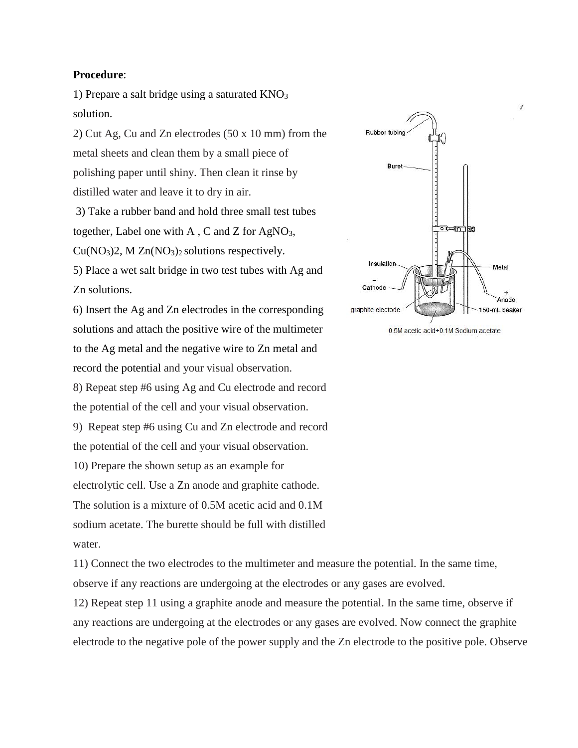**Procedure**:

1) Prepare a salt bridge using a saturated $KNO_3$ solution.

2) Cut Ag, Cu and Zn electrodes (50 x 10 mm) from the metal sheets and clean them by a small piece of polishing paper until shiny. Then clean it rinse by distilled water and leave it to dry in air.

3) Take a rubber band and hold three small test tubes together, Label one with A , C and Z for $AgNO_3$, $Cu(NO_3)2$, M $Zn(NO_3)_2$ solutions respectively.

5) Place a wet salt bridge in two test tubes with Ag and Zn solutions.

6) Insert the Ag and Zn electrodes in the corresponding solutions and attach the positive wire of the multimeter to the Ag metal and the negative wire to Zn metal and record the potential and your visual observation.

8) Repeat step #6 using Ag and Cu electrode and record the potential of the cell and your visual observation.

9) Repeat step #6 using Cu and Zn electrode and record the potential of the cell and your visual observation.

10) Prepare the shown setup as an example for electrolytic cell. Use a Zn anode and graphite cathode. The solution is a mixture of 0.5M acetic acid and 0.1M sodium acetate. The burette should be full with distilled water.

Rubber tubing, Buret, Insulation, − Cathode, graphite electode, Metal, + Anode, 150-mL beaker, 0.5M acetic acid+0.1M Sodium acetate

11) Connect the two electrodes to the multimeter and measure the potential. In the same time, observe if any reactions are undergoing at the electrodes or any gases are evolved.

12) Repeat step 11 using a graphite anode and measure the potential. In the same time, observe if any reactions are undergoing at the electrodes or any gases are evolved. Now connect the graphite electrode to the negative pole of the power supply and the Zn electrode to the positive pole. Observe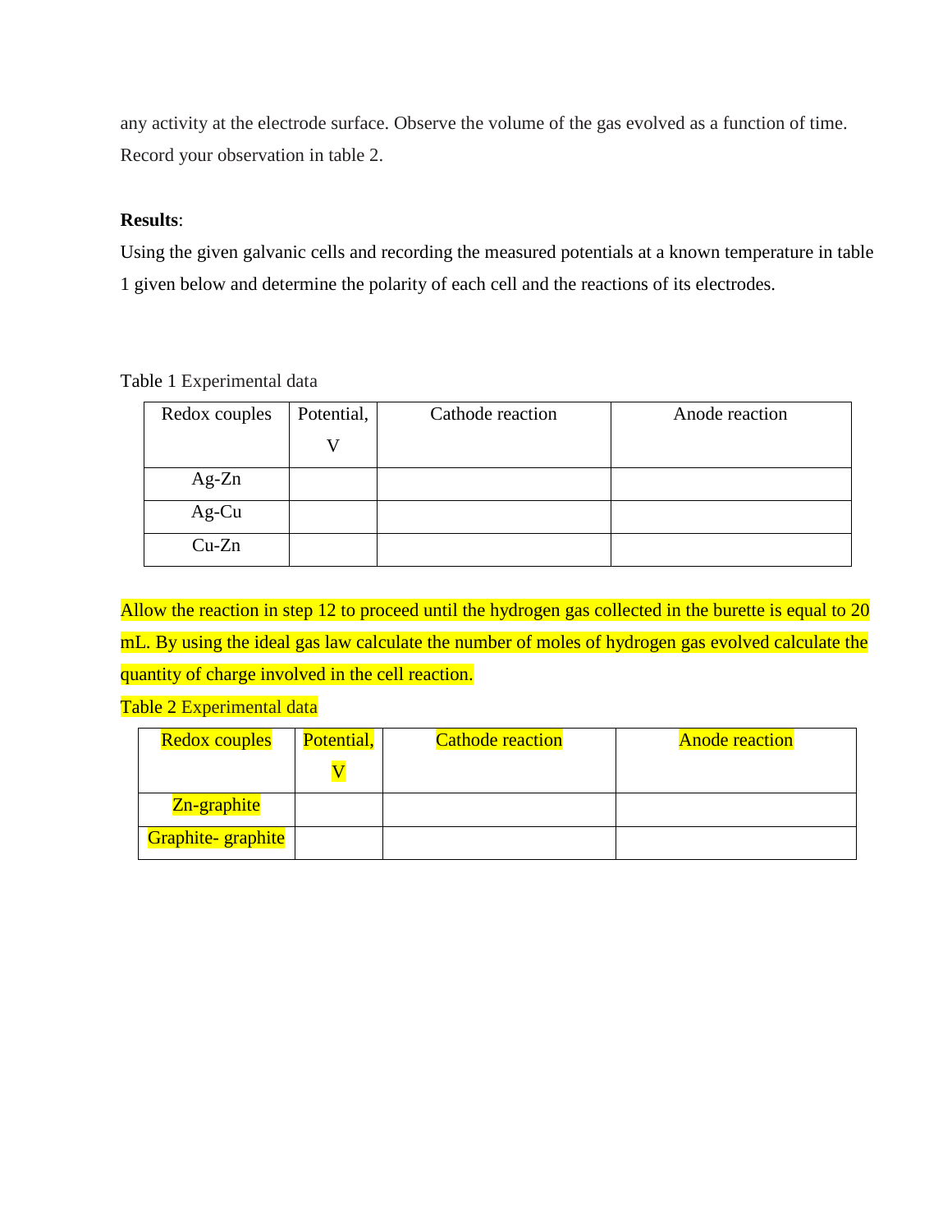any activity at the electrode surface. Observe the volume of the gas evolved as a function of time. Record your observation in table 2.

**Results**:

Using the given galvanic cells and recording the measured potentials at a known temperature in table 1 given below and determine the polarity of each cell and the reactions of its electrodes.

Table 1 Experimental data

| Redox couples | Potential, V | Cathode reaction | Anode reaction |
|---|---|---|---|
| Ag-Zn | | | |
| Ag-Cu | | | |
| Cu-Zn | | | |

Allow the reaction in step 12 to proceed until the hydrogen gas collected in the burette is equal to 20 mL. By using the ideal gas law calculate the number of moles of hydrogen gas evolved calculate the quantity of charge involved in the cell reaction.

Table 2 Experimental data

| Redox couples | Potential, V | Cathode reaction | Anode reaction |
|---|---|---|---|
| Zn-graphite | | | |
| Graphite- graphite | | | |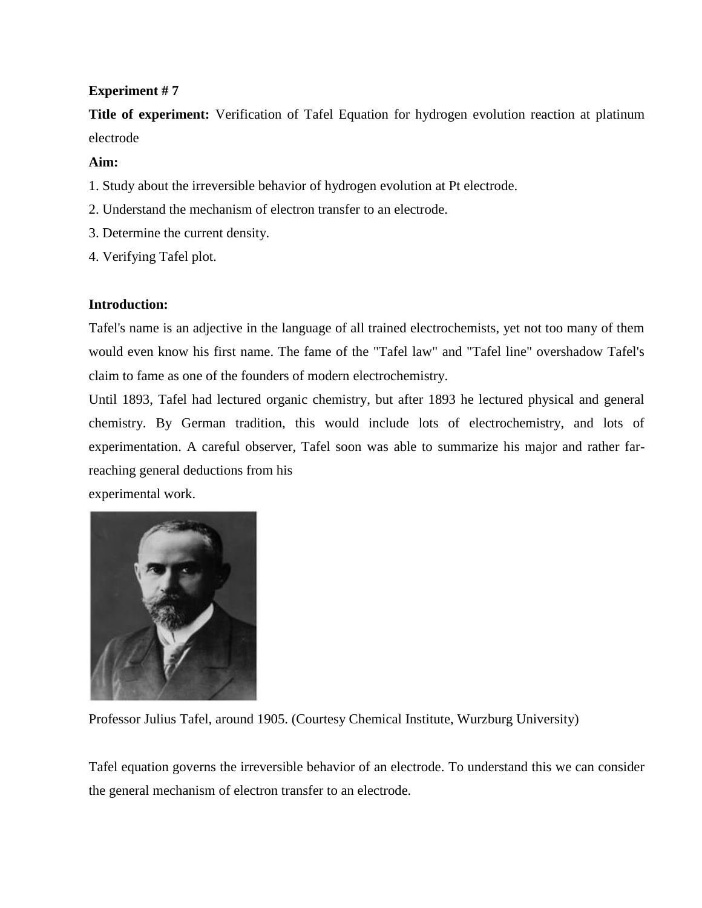**Experiment # 7**

**Title of experiment:** Verification of Tafel Equation for hydrogen evolution reaction at platinum electrode

**Aim:**

1. Study about the irreversible behavior of hydrogen evolution at Pt electrode.
2. Understand the mechanism of electron transfer to an electrode.
3. Determine the current density.
4. Verifying Tafel plot.

**Introduction:**

Tafel's name is an adjective in the language of all trained electrochemists, yet not too many of them would even know his first name. The fame of the "Tafel law" and "Tafel line" overshadow Tafel's claim to fame as one of the founders of modern electrochemistry.

Until 1893, Tafel had lectured organic chemistry, but after 1893 he lectured physical and general chemistry. By German tradition, this would include lots of electrochemistry, and lots of experimentation. A careful observer, Tafel soon was able to summarize his major and rather far-reaching general deductions from his experimental work.

Professor Julius Tafel, around 1905. (Courtesy Chemical Institute, Wurzburg University)

Tafel equation governs the irreversible behavior of an electrode. To understand this we can consider the general mechanism of electron transfer to an electrode.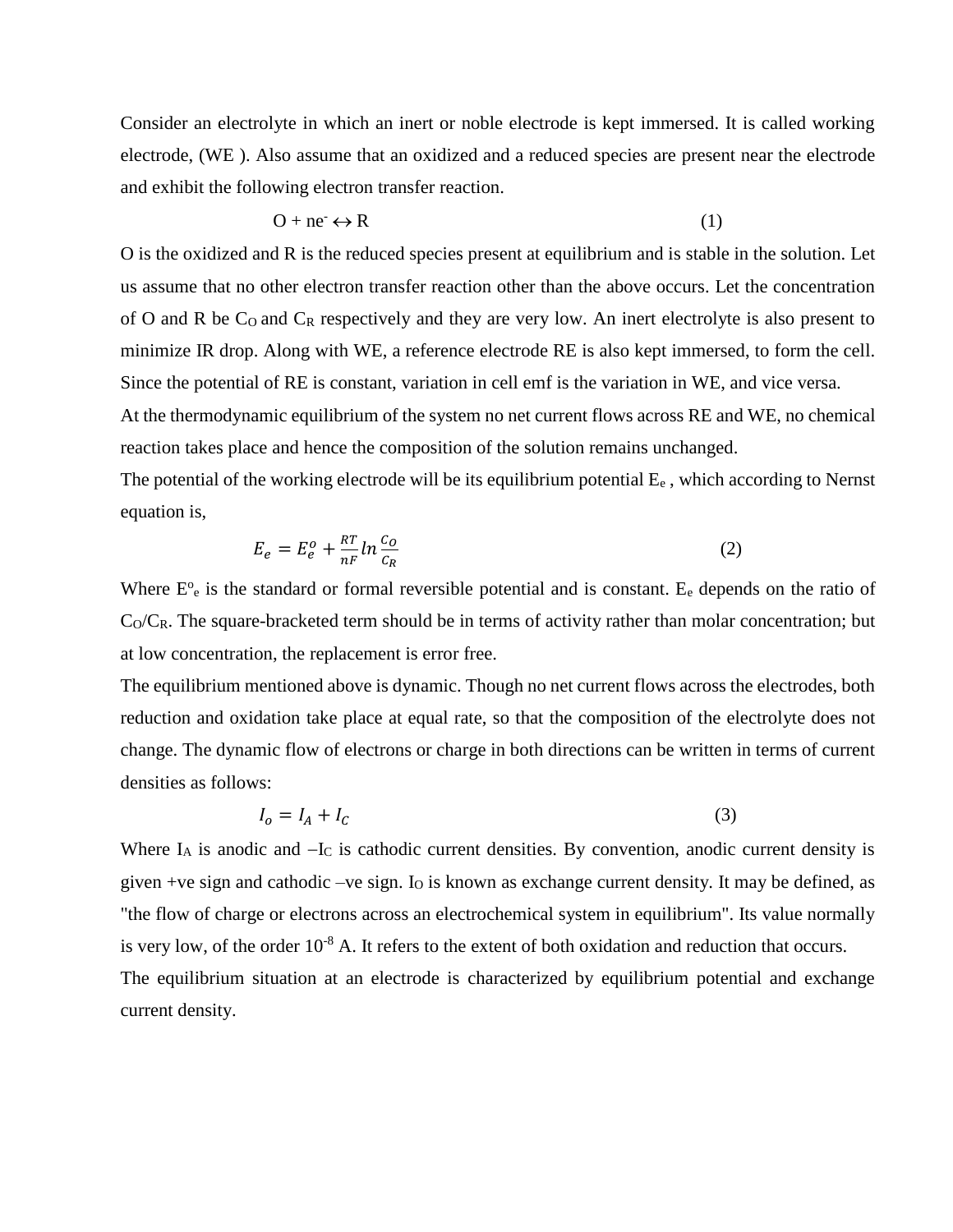Consider an electrolyte in which an inert or noble electrode is kept immersed. It is called working electrode, (WE ). Also assume that an oxidized and a reduced species are present near the electrode and exhibit the following electron transfer reaction.

$$O + ne^- \leftrightarrow R \qquad (1)$$

O is the oxidized and R is the reduced species present at equilibrium and is stable in the solution. Let us assume that no other electron transfer reaction other than the above occurs. Let the concentration of O and R be $C_O$ and $C_R$ respectively and they are very low. An inert electrolyte is also present to minimize IR drop. Along with WE, a reference electrode RE is also kept immersed, to form the cell. Since the potential of RE is constant, variation in cell emf is the variation in WE, and vice versa.

At the thermodynamic equilibrium of the system no net current flows across RE and WE, no chemical reaction takes place and hence the composition of the solution remains unchanged.

The potential of the working electrode will be its equilibrium potential $E_e$ , which according to Nernst equation is,

$$E_e = E_e^o + \frac{RT}{nF} ln \frac{C_O}{C_R} \qquad (2)$$

Where $E^o_e$ is the standard or formal reversible potential and is constant. $E_e$ depends on the ratio of $C_O/C_R$. The square-bracketed term should be in terms of activity rather than molar concentration; but at low concentration, the replacement is error free.

The equilibrium mentioned above is dynamic. Though no net current flows across the electrodes, both reduction and oxidation take place at equal rate, so that the composition of the electrolyte does not change. The dynamic flow of electrons or charge in both directions can be written in terms of current densities as follows:

$$I_o = I_A + I_C \qquad (3)$$

Where $I_A$ is anodic and $-I_C$ is cathodic current densities. By convention, anodic current density is given +ve sign and cathodic –ve sign. $I_O$ is known as exchange current density. It may be defined, as "the flow of charge or electrons across an electrochemical system in equilibrium". Its value normally is very low, of the order $10^{-8}$ A. It refers to the extent of both oxidation and reduction that occurs.

The equilibrium situation at an electrode is characterized by equilibrium potential and exchange current density.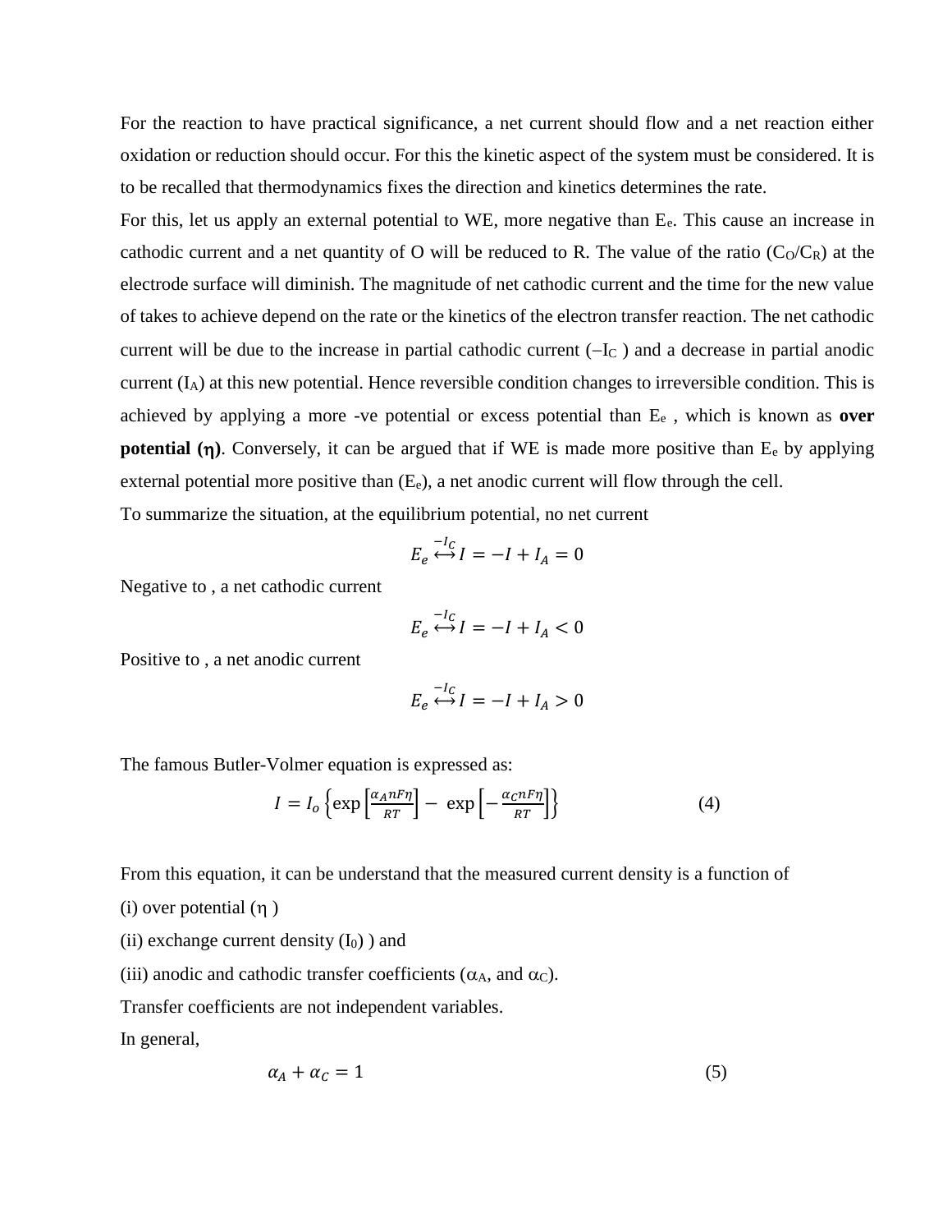For the reaction to have practical significance, a net current should flow and a net reaction either oxidation or reduction should occur. For this the kinetic aspect of the system must be considered. It is to be recalled that thermodynamics fixes the direction and kinetics determines the rate.

For this, let us apply an external potential to WE, more negative than $E_e$. This cause an increase in cathodic current and a net quantity of O will be reduced to R. The value of the ratio ($C_O/C_R$) at the electrode surface will diminish. The magnitude of net cathodic current and the time for the new value of takes to achieve depend on the rate or the kinetics of the electron transfer reaction. The net cathodic current will be due to the increase in partial cathodic current ($-I_C$ ) and a decrease in partial anodic current ($I_A$) at this new potential. Hence reversible condition changes to irreversible condition. This is achieved by applying a more -ve potential or excess potential than $E_e$ , which is known as **over potential (η)**. Conversely, it can be argued that if WE is made more positive than $E_e$ by applying external potential more positive than ($E_e$), a net anodic current will flow through the cell.

To summarize the situation, at the equilibrium potential, no net current

$$E_e \overset{-I_C}{\leftrightarrow} I = -I + I_A = 0$$

Negative to , a net cathodic current

$$E_e \overset{-I_C}{\leftrightarrow} I = -I + I_A < 0$$

Positive to , a net anodic current

$$E_e \overset{-I_C}{\leftrightarrow} I = -I + I_A > 0$$

The famous Butler-Volmer equation is expressed as:

$$I = I_o \left\{ \exp\left[\frac{\alpha_A nF\eta}{RT}\right] - \exp\left[-\frac{\alpha_C nF\eta}{RT}\right] \right\} \tag{4}$$

From this equation, it can be understand that the measured current density is a function of

(i) over potential (η )

(ii) exchange current density ($I_0$) ) and

(iii) anodic and cathodic transfer coefficients ($\alpha_A$, and $\alpha_C$).

Transfer coefficients are not independent variables.

In general,

$$\alpha_A + \alpha_C = 1 \tag{5}$$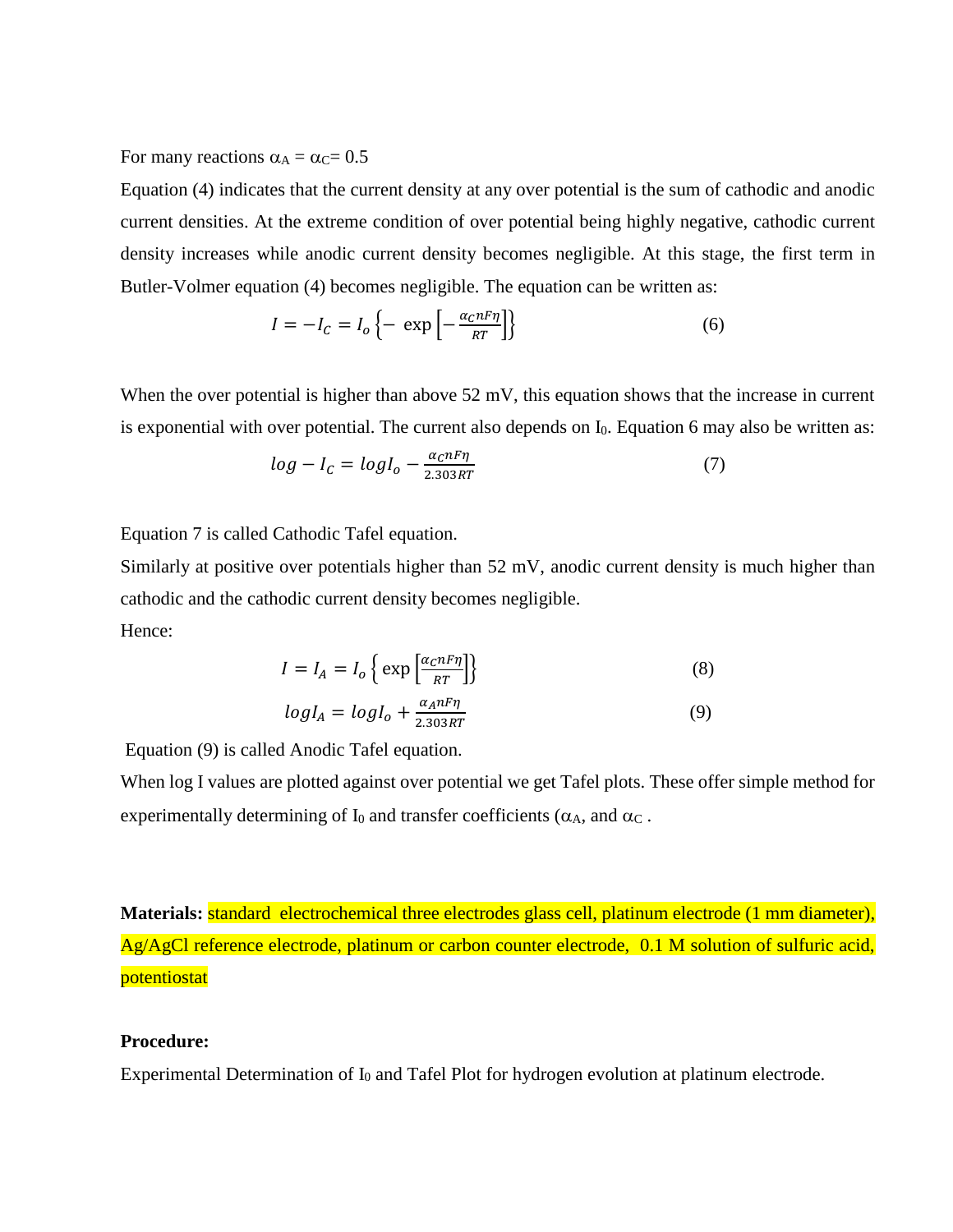For many reactions $\alpha_A = \alpha_C = 0.5$

Equation (4) indicates that the current density at any over potential is the sum of cathodic and anodic current densities. At the extreme condition of over potential being highly negative, cathodic current density increases while anodic current density becomes negligible. At this stage, the first term in Butler-Volmer equation (4) becomes negligible. The equation can be written as:

$$I = -I_C = I_o \left\{ - \exp\left[ -\frac{\alpha_C nF\eta}{RT} \right] \right\} \tag{6}$$

When the over potential is higher than above 52 mV, this equation shows that the increase in current is exponential with over potential. The current also depends on $I_0$. Equation 6 may also be written as:

$$log - I_C = logI_o - \frac{\alpha_C nF\eta}{2.303RT} \tag{7}$$

Equation 7 is called Cathodic Tafel equation.

Similarly at positive over potentials higher than 52 mV, anodic current density is much higher than cathodic and the cathodic current density becomes negligible.

Hence:

$$I = I_A = I_o \left\{ \exp\left[ \frac{\alpha_C nF\eta}{RT} \right] \right\} \tag{8}$$

$$logI_A = logI_o + \frac{\alpha_A nF\eta}{2.303RT} \tag{9}$$

Equation (9) is called Anodic Tafel equation.

When log I values are plotted against over potential we get Tafel plots. These offer simple method for experimentally determining of $I_0$ and transfer coefficients ($\alpha_A$, and $\alpha_C$ .

**Materials:** standard electrochemical three electrodes glass cell, platinum electrode (1 mm diameter), Ag/AgCl reference electrode, platinum or carbon counter electrode, 0.1 M solution of sulfuric acid, potentiostat

**Procedure:**

Experimental Determination of $I_0$ and Tafel Plot for hydrogen evolution at platinum electrode.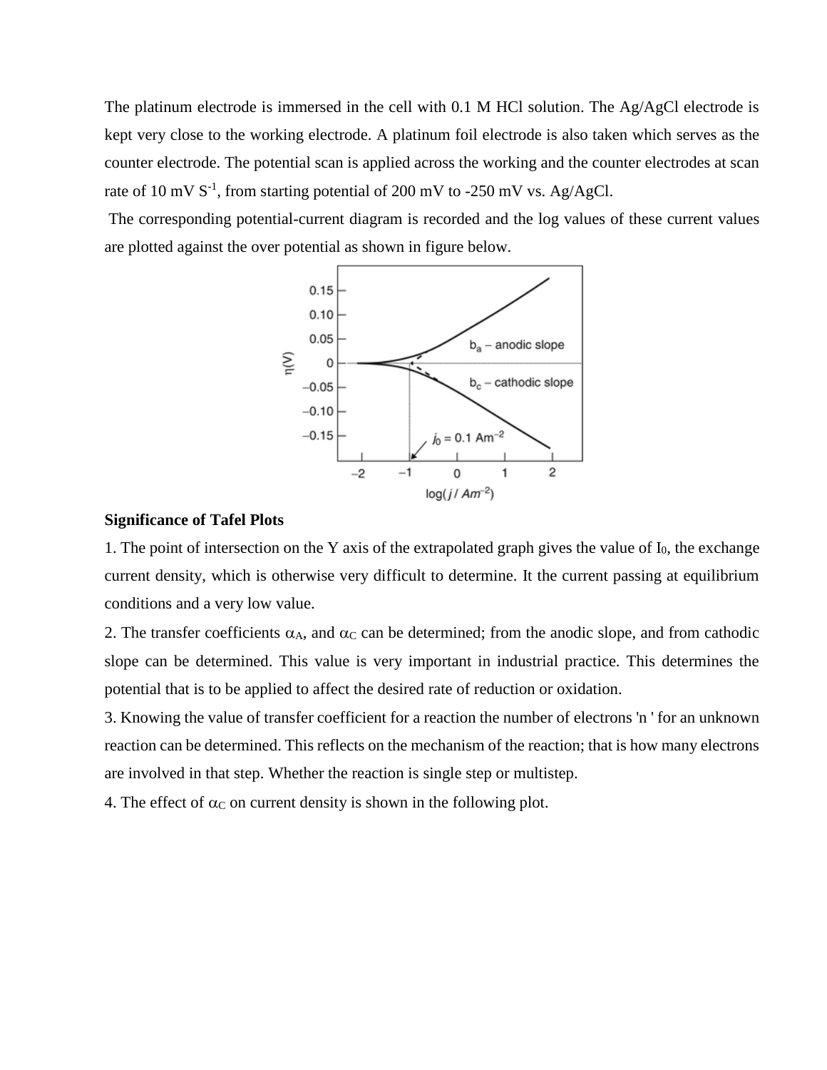The platinum electrode is immersed in the cell with 0.1 M HCl solution. The Ag/AgCl electrode is kept very close to the working electrode. A platinum foil electrode is also taken which serves as the counter electrode. The potential scan is applied across the working and the counter electrodes at scan rate of 10 mV $S^{-1}$, from starting potential of 200 mV to -250 mV vs. Ag/AgCl.

The corresponding potential-current diagram is recorded and the log values of these current values are plotted against the over potential as shown in figure below.

**Significance of Tafel Plots**

1. The point of intersection on the Y axis of the extrapolated graph gives the value of $I_0$, the exchange current density, which is otherwise very difficult to determine. It the current passing at equilibrium conditions and a very low value.

2. The transfer coefficients $\alpha_A$, and $\alpha_C$ can be determined; from the anodic slope, and from cathodic slope can be determined. This value is very important in industrial practice. This determines the potential that is to be applied to affect the desired rate of reduction or oxidation.

3. Knowing the value of transfer coefficient for a reaction the number of electrons 'n ' for an unknown reaction can be determined. This reflects on the mechanism of the reaction; that is how many electrons are involved in that step. Whether the reaction is single step or multistep.

4. The effect of $\alpha_C$ on current density is shown in the following plot.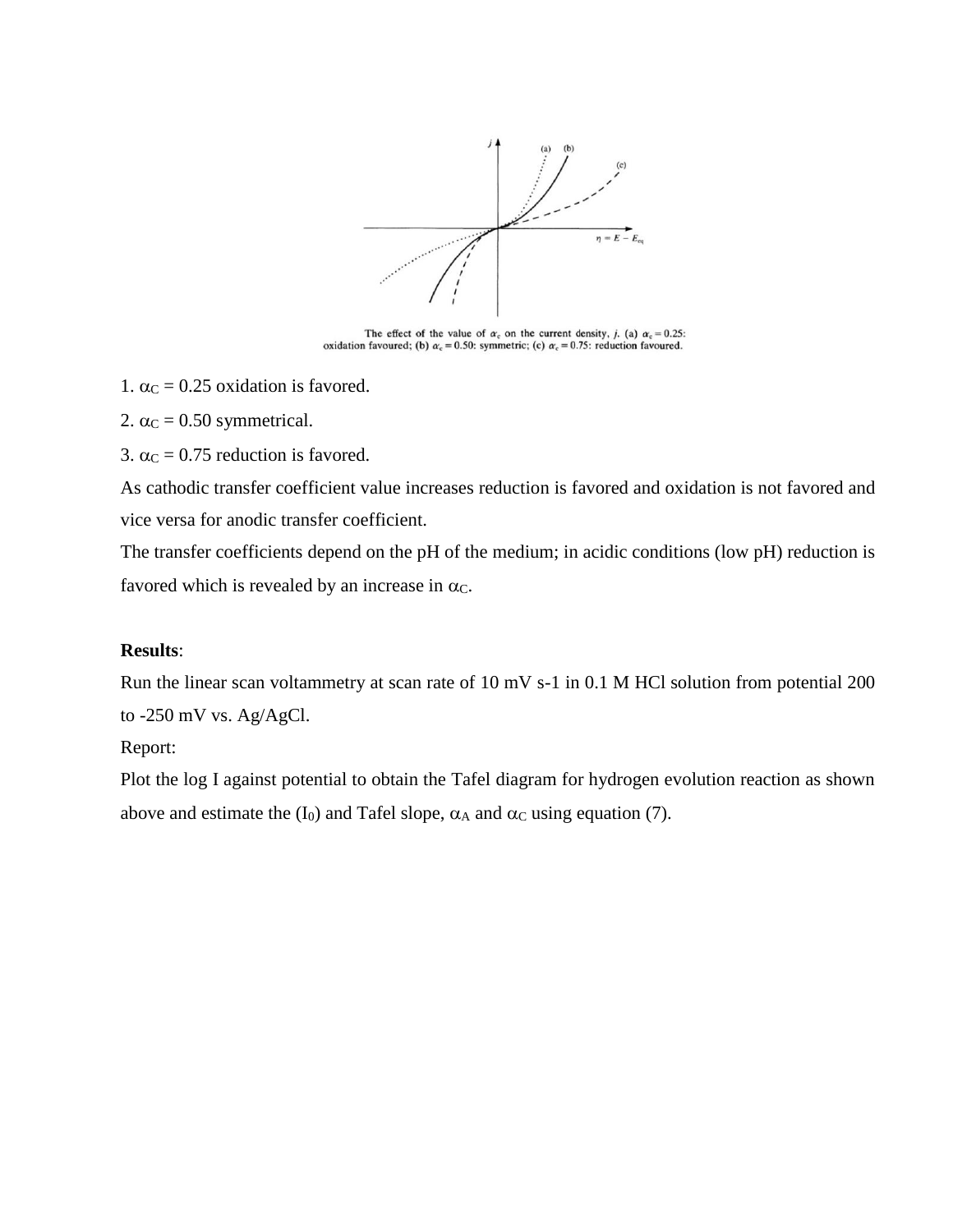The effect of the value of $\alpha_c$ on the current density, $j$. (a) $\alpha_c = 0.25$: oxidation favoured; (b) $\alpha_c = 0.50$: symmetric; (c) $\alpha_c = 0.75$: reduction favoured.

1. $\alpha_C = 0.25$ oxidation is favored.

2. $\alpha_C = 0.50$ symmetrical.

3. $\alpha_C = 0.75$ reduction is favored.

As cathodic transfer coefficient value increases reduction is favored and oxidation is not favored and vice versa for anodic transfer coefficient.

The transfer coefficients depend on the pH of the medium; in acidic conditions (low pH) reduction is favored which is revealed by an increase in $\alpha_C$.

**Results**:

Run the linear scan voltammetry at scan rate of 10 mV s-1 in 0.1 M HCl solution from potential 200 to -250 mV vs. Ag/AgCl.

Report:

Plot the log I against potential to obtain the Tafel diagram for hydrogen evolution reaction as shown above and estimate the ($I_0$) and Tafel slope, $\alpha_A$ and $\alpha_C$ using equation (7).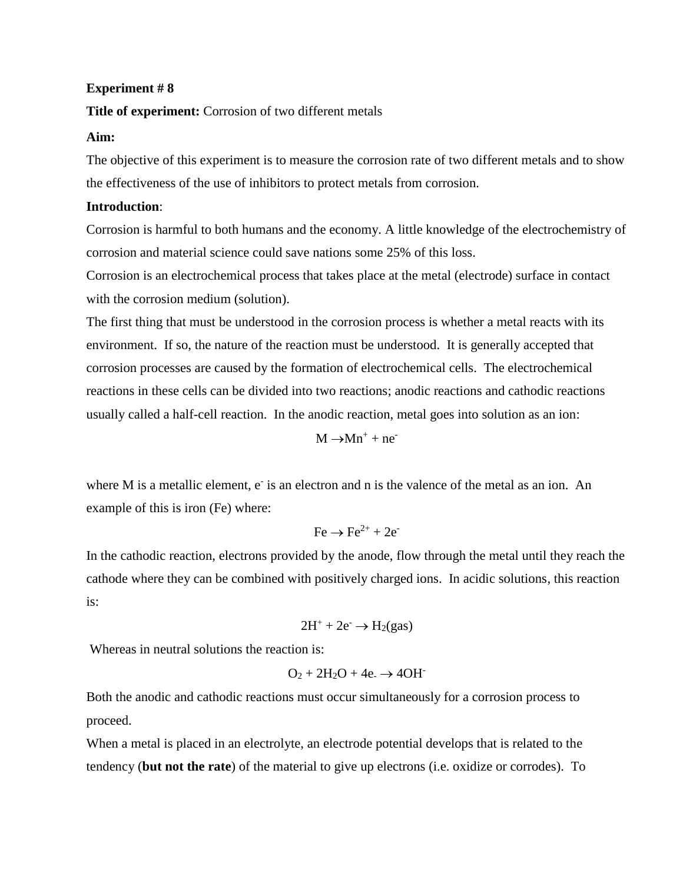**Experiment # 8**

**Title of experiment:** Corrosion of two different metals

**Aim:**

The objective of this experiment is to measure the corrosion rate of two different metals and to show the effectiveness of the use of inhibitors to protect metals from corrosion.

**Introduction**:

Corrosion is harmful to both humans and the economy. A little knowledge of the electrochemistry of corrosion and material science could save nations some 25% of this loss.

Corrosion is an electrochemical process that takes place at the metal (electrode) surface in contact with the corrosion medium (solution).

The first thing that must be understood in the corrosion process is whether a metal reacts with its environment. If so, the nature of the reaction must be understood. It is generally accepted that corrosion processes are caused by the formation of electrochemical cells. The electrochemical reactions in these cells can be divided into two reactions; anodic reactions and cathodic reactions usually called a half-cell reaction. In the anodic reaction, metal goes into solution as an ion:

$$M \rightarrow Mn^{+} + ne^{-}$$

where M is a metallic element, $e^{-}$ is an electron and n is the valence of the metal as an ion. An example of this is iron (Fe) where:

$$Fe \rightarrow Fe^{2+} + 2e^{-}$$

In the cathodic reaction, electrons provided by the anode, flow through the metal until they reach the cathode where they can be combined with positively charged ions. In acidic solutions, this reaction is:

$$2H^{+} + 2e^{-} \rightarrow H_2(gas)$$

Whereas in neutral solutions the reaction is:

$$O_2 + 2H_2O + 4e_{-} \rightarrow 4OH^{-}$$

Both the anodic and cathodic reactions must occur simultaneously for a corrosion process to proceed.

When a metal is placed in an electrolyte, an electrode potential develops that is related to the tendency (**but not the rate**) of the material to give up electrons (i.e. oxidize or corrodes). To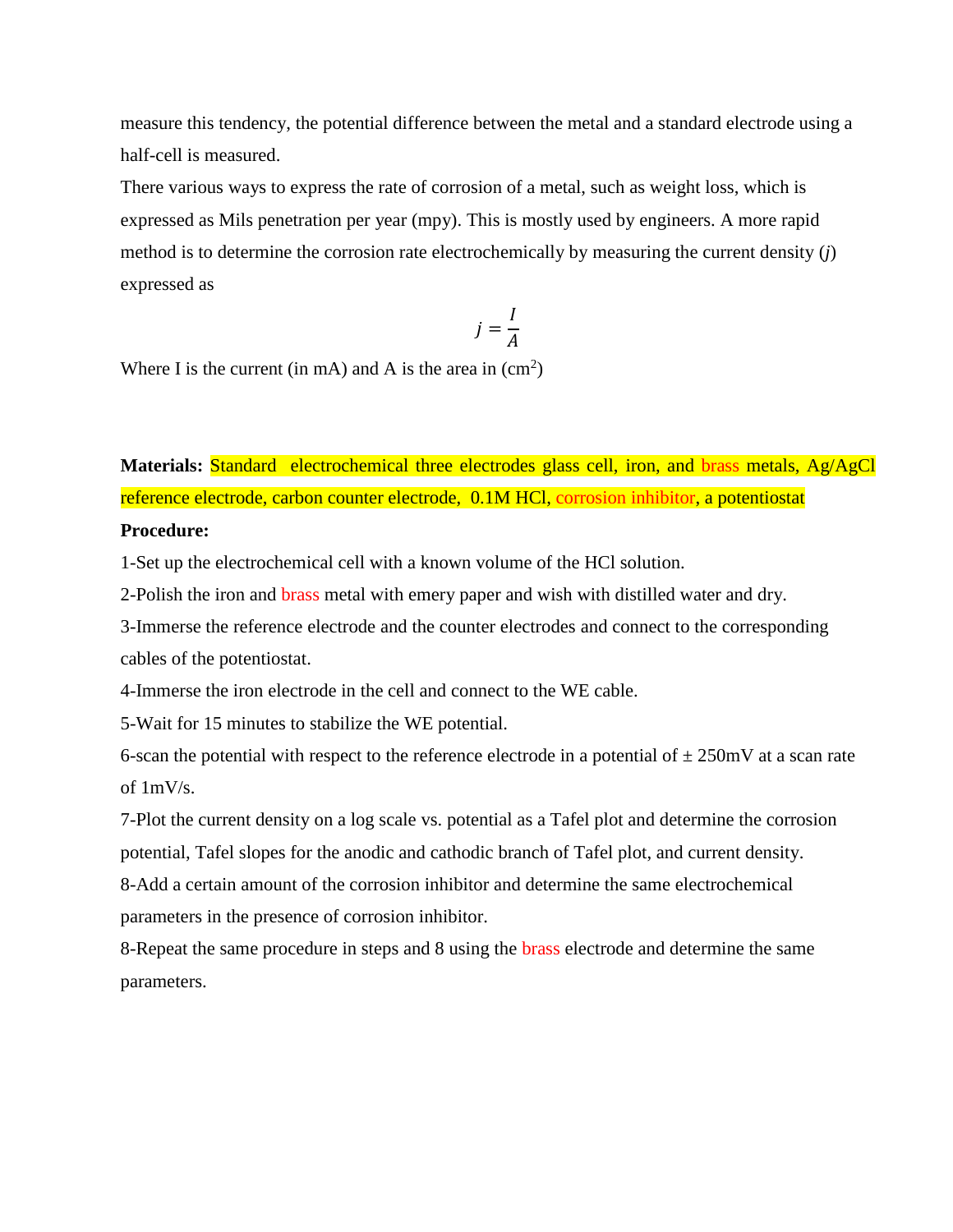measure this tendency, the potential difference between the metal and a standard electrode using a half-cell is measured.

There various ways to express the rate of corrosion of a metal, such as weight loss, which is expressed as Mils penetration per year (mpy). This is mostly used by engineers. A more rapid method is to determine the corrosion rate electrochemically by measuring the current density ($j$) expressed as

$$j = \frac{I}{A}$$

Where I is the current (in mA) and A is the area in ($cm^2$)

**Materials:** Standard electrochemical three electrodes glass cell, iron, and brass metals, Ag/AgCl reference electrode, carbon counter electrode, 0.1M HCl, corrosion inhibitor, a potentiostat

**Procedure:**

1-Set up the electrochemical cell with a known volume of the HCl solution.

2-Polish the iron and brass metal with emery paper and wish with distilled water and dry.

3-Immerse the reference electrode and the counter electrodes and connect to the corresponding cables of the potentiostat.

4-Immerse the iron electrode in the cell and connect to the WE cable.

5-Wait for 15 minutes to stabilize the WE potential.

6-scan the potential with respect to the reference electrode in a potential of ± 250mV at a scan rate of 1mV/s.

7-Plot the current density on a log scale vs. potential as a Tafel plot and determine the corrosion potential, Tafel slopes for the anodic and cathodic branch of Tafel plot, and current density.

8-Add a certain amount of the corrosion inhibitor and determine the same electrochemical parameters in the presence of corrosion inhibitor.

8-Repeat the same procedure in steps and 8 using the brass electrode and determine the same parameters.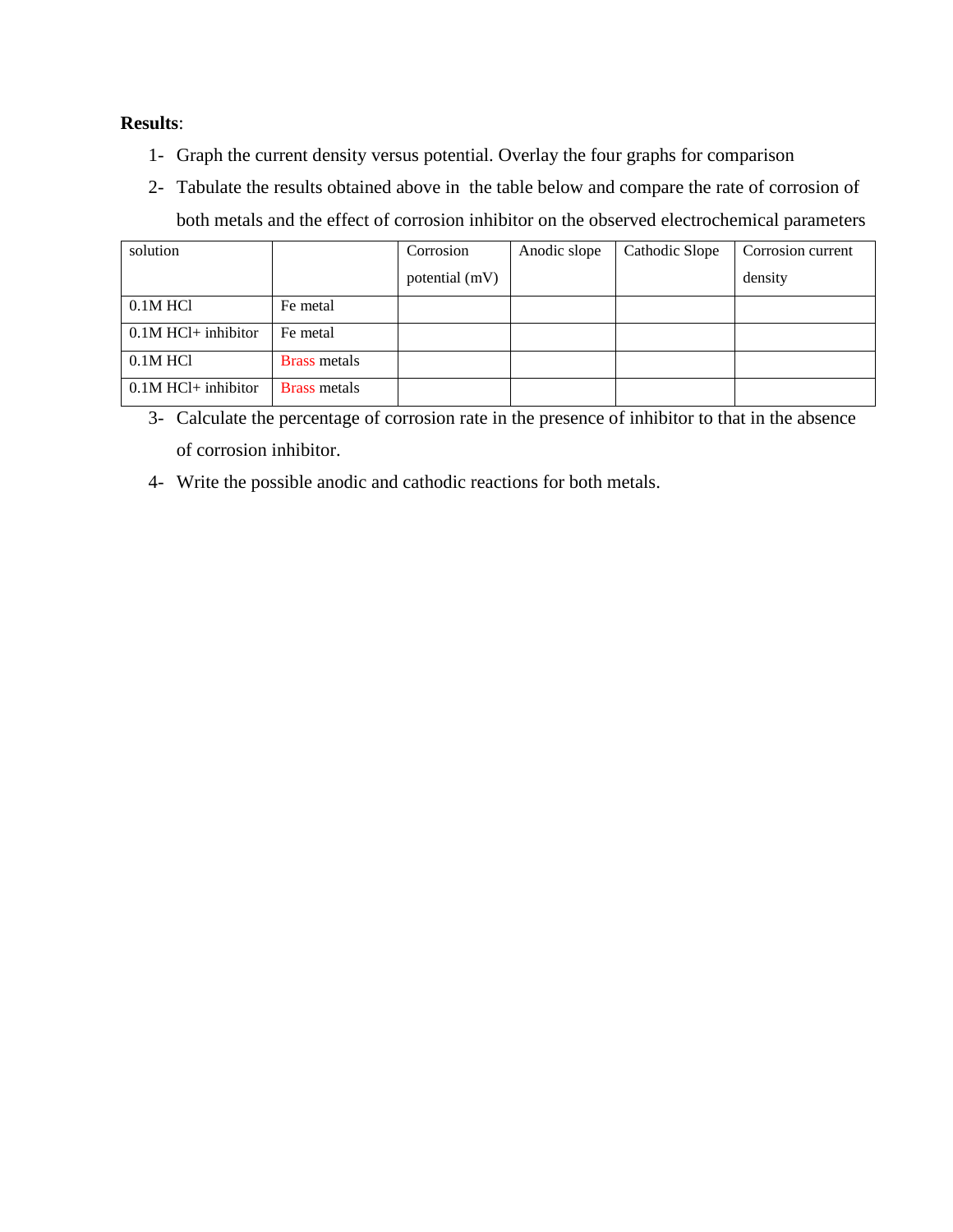**Results**:

1- Graph the current density versus potential. Overlay the four graphs for comparison

2- Tabulate the results obtained above in the table below and compare the rate of corrosion of both metals and the effect of corrosion inhibitor on the observed electrochemical parameters

| solution | | Corrosion potential (mV) | Anodic slope | Cathodic Slope | Corrosion current density |
|---|---|---|---|---|---|
| 0.1M HCl | Fe metal | | | | |
| 0.1M HCl+ inhibitor | Fe metal | | | | |
| 0.1M HCl | Brass metals | | | | |
| 0.1M HCl+ inhibitor | Brass metals | | | | |

3- Calculate the percentage of corrosion rate in the presence of inhibitor to that in the absence of corrosion inhibitor.

4- Write the possible anodic and cathodic reactions for both metals.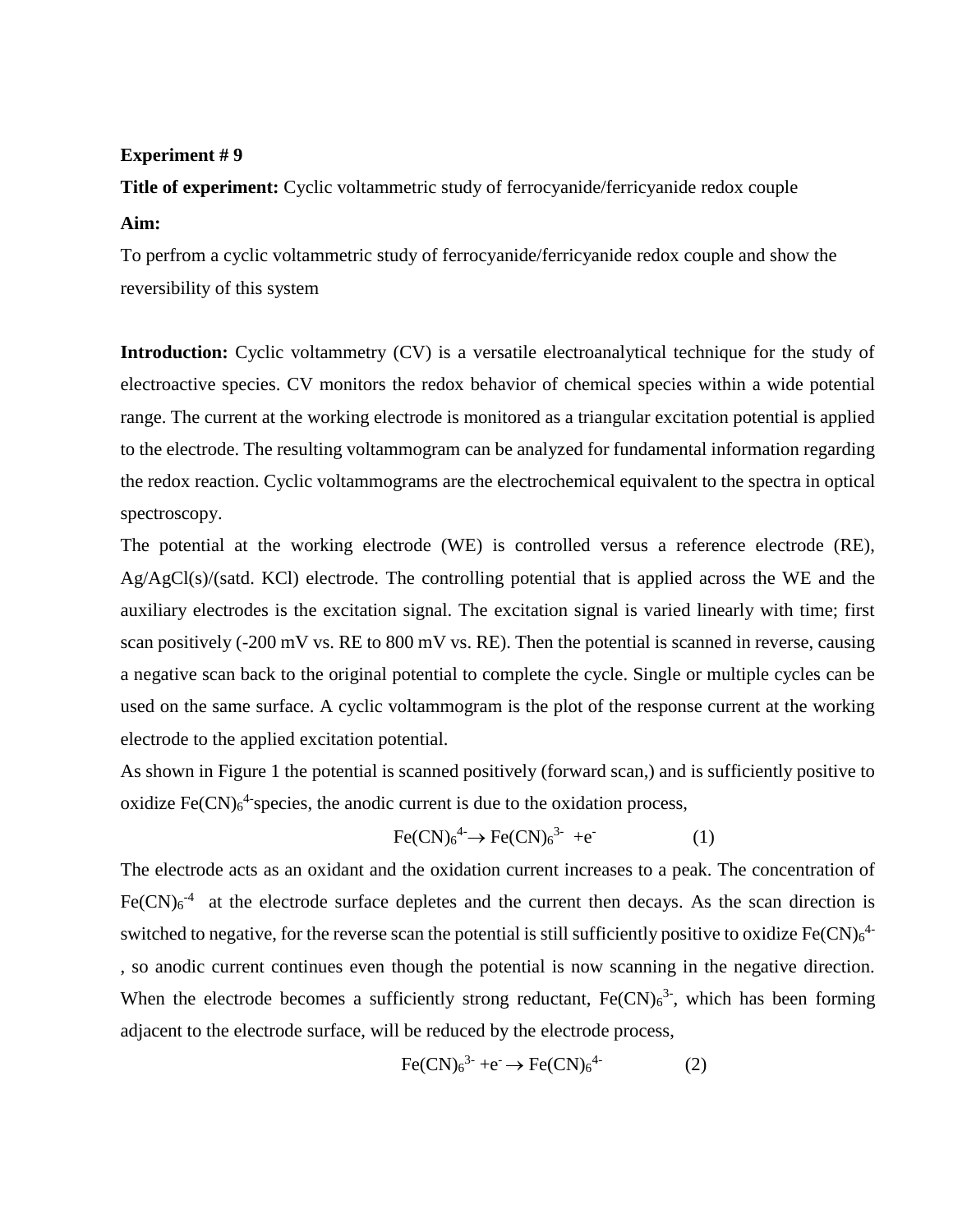**Experiment # 9**

**Title of experiment:** Cyclic voltammetric study of ferrocyanide/ferricyanide redox couple

**Aim:**

To perfrom a cyclic voltammetric study of ferrocyanide/ferricyanide redox couple and show the reversibility of this system

**Introduction:** Cyclic voltammetry (CV) is a versatile electroanalytical technique for the study of electroactive species. CV monitors the redox behavior of chemical species within a wide potential range. The current at the working electrode is monitored as a triangular excitation potential is applied to the electrode. The resulting voltammogram can be analyzed for fundamental information regarding the redox reaction. Cyclic voltammograms are the electrochemical equivalent to the spectra in optical spectroscopy.

The potential at the working electrode (WE) is controlled versus a reference electrode (RE), Ag/AgCl(s)/(satd. KCl) electrode. The controlling potential that is applied across the WE and the auxiliary electrodes is the excitation signal. The excitation signal is varied linearly with time; first scan positively (-200 mV vs. RE to 800 mV vs. RE). Then the potential is scanned in reverse, causing a negative scan back to the original potential to complete the cycle. Single or multiple cycles can be used on the same surface. A cyclic voltammogram is the plot of the response current at the working electrode to the applied excitation potential.

As shown in Figure 1 the potential is scanned positively (forward scan,) and is sufficiently positive to oxidize $Fe(CN)_6^{4-}$species, the anodic current is due to the oxidation process,

$$Fe(CN)_6^{4-} \rightarrow Fe(CN)_6^{3-} + e^- \qquad (1)$$

The electrode acts as an oxidant and the oxidation current increases to a peak. The concentration of $Fe(CN)_6^{-4}$ at the electrode surface depletes and the current then decays. As the scan direction is switched to negative, for the reverse scan the potential is still sufficiently positive to oxidize $Fe(CN)_6^{4-}$, so anodic current continues even though the potential is now scanning in the negative direction. When the electrode becomes a sufficiently strong reductant, $Fe(CN)_6^{3-}$, which has been forming adjacent to the electrode surface, will be reduced by the electrode process,

$$Fe(CN)_6^{3-} + e^- \rightarrow Fe(CN)_6^{4-} \qquad (2)$$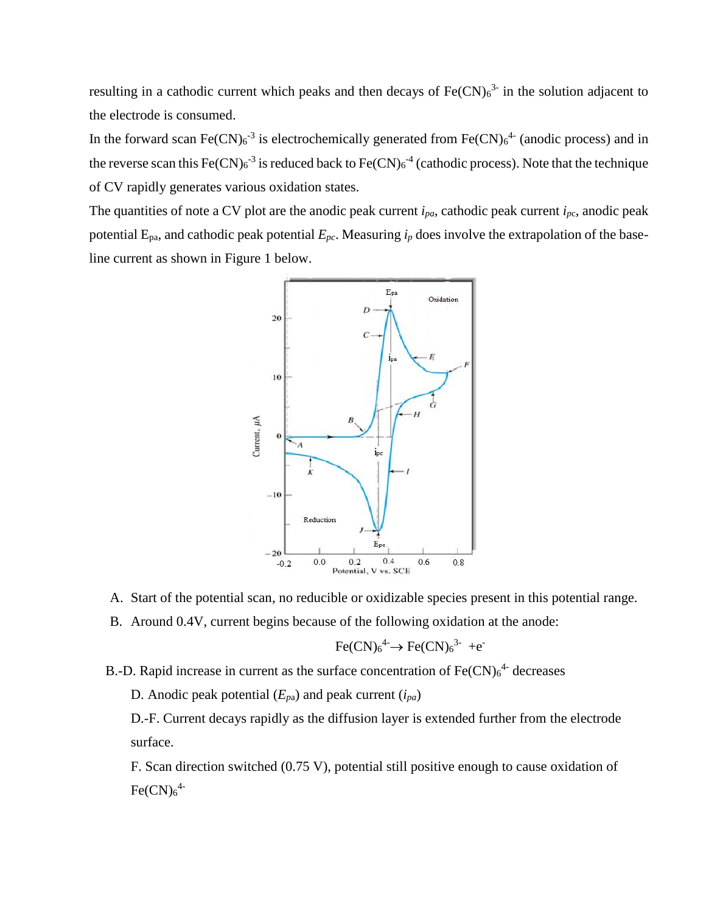resulting in a cathodic current which peaks and then decays of $Fe(CN)_6^{3-}$ in the solution adjacent to the electrode is consumed.

In the forward scan $Fe(CN)_6^{-3}$ is electrochemically generated from $Fe(CN)_6^{4-}$ (anodic process) and in the reverse scan this $Fe(CN)_6^{-3}$ is reduced back to $Fe(CN)_6^{-4}$ (cathodic process). Note that the technique of CV rapidly generates various oxidation states.

The quantities of note a CV plot are the anodic peak current $i_{pa}$, cathodic peak current $i_{pc}$, anodic peak potential $E_{pa}$, and cathodic peak potential $E_{pc}$. Measuring $i_p$ does involve the extrapolation of the base-line current as shown in Figure 1 below.

A. Start of the potential scan, no reducible or oxidizable species present in this potential range.

B. Around 0.4V, current begins because of the following oxidation at the anode:

$$Fe(CN)_6^{4-} \rightarrow Fe(CN)_6^{3-} + e^-$$

B.-D. Rapid increase in current as the surface concentration of $Fe(CN)_6^{4-}$ decreases

D. Anodic peak potential ($E_{pa}$) and peak current ($i_{pa}$)

D.-F. Current decays rapidly as the diffusion layer is extended further from the electrode surface.

F. Scan direction switched (0.75 V), potential still positive enough to cause oxidation of $Fe(CN)_6^{4-}$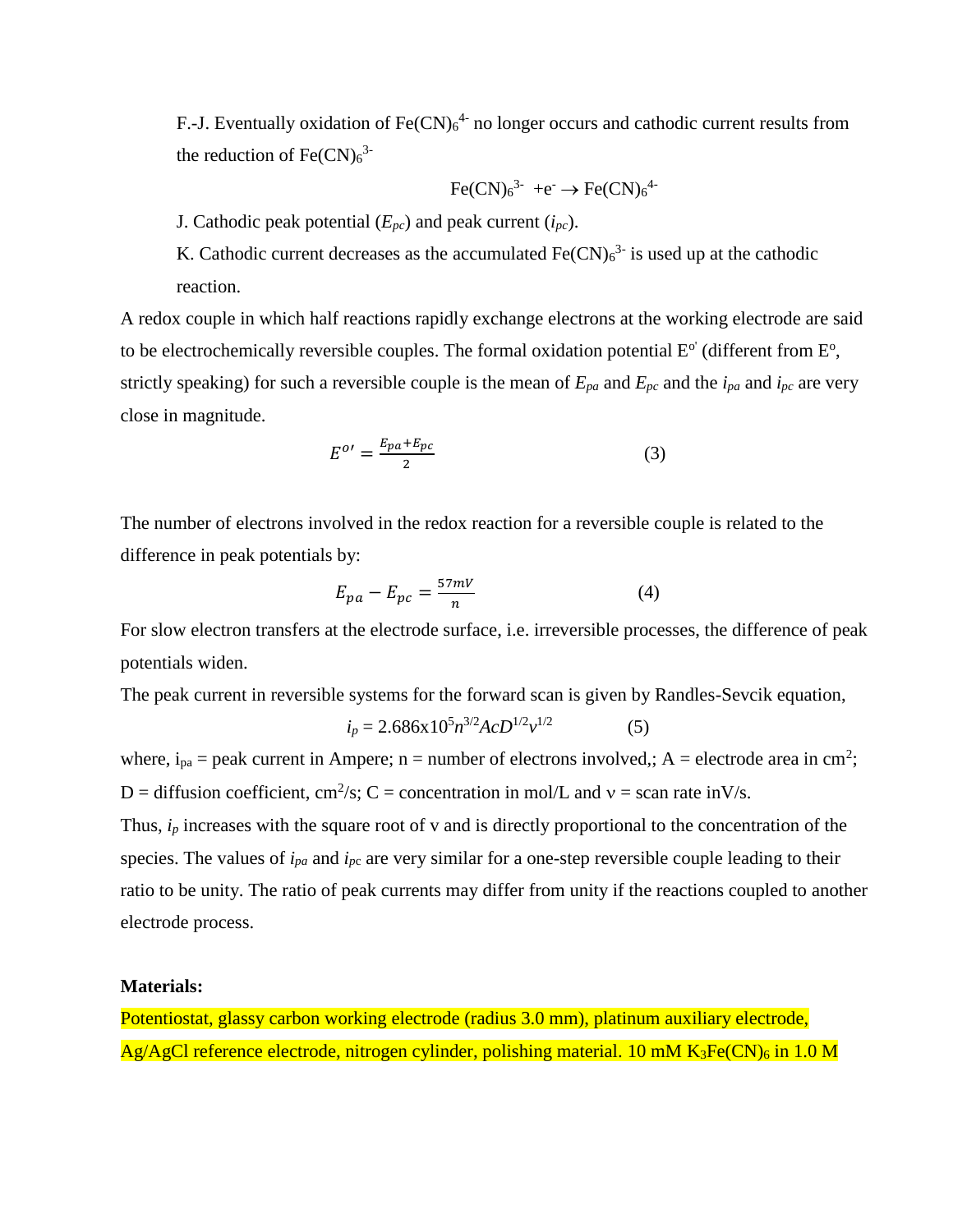F.-J. Eventually oxidation of $Fe(CN)_6^{4-}$ no longer occurs and cathodic current results from the reduction of $Fe(CN)_6^{3-}$

$$Fe(CN)_6^{3-} + e^- \rightarrow Fe(CN)_6^{4-}$$

J. Cathodic peak potential ($E_{pc}$) and peak current ($i_{pc}$).

K. Cathodic current decreases as the accumulated $Fe(CN)_6^{3-}$ is used up at the cathodic reaction.

A redox couple in which half reactions rapidly exchange electrons at the working electrode are said to be electrochemically reversible couples. The formal oxidation potential $E^{o'}$ (different from $E^o$, strictly speaking) for such a reversible couple is the mean of $E_{pa}$ and $E_{pc}$ and the $i_{pa}$ and $i_{pc}$ are very close in magnitude.

$$E^{o\prime} = \frac{E_{pa}+E_{pc}}{2} \qquad (3)$$

The number of electrons involved in the redox reaction for a reversible couple is related to the difference in peak potentials by:

$$E_{pa} - E_{pc} = \frac{57mV}{n} \qquad (4)$$

For slow electron transfers at the electrode surface, i.e. irreversible processes, the difference of peak potentials widen.

The peak current in reversible systems for the forward scan is given by Randles-Sevcik equation,

$$i_p = 2.686\text{x}10^5 n^{3/2} AcD^{1/2} v^{1/2} \qquad (5)$$

where, $i_{pa}$ = peak current in Ampere; n = number of electrons involved,; A = electrode area in $cm^2$; D = diffusion coefficient, $cm^2/s$; C = concentration in mol/L and ν = scan rate inV/s.

Thus, $i_p$ increases with the square root of v and is directly proportional to the concentration of the species. The values of $i_{pa}$ and $i_{pc}$ are very similar for a one-step reversible couple leading to their ratio to be unity. The ratio of peak currents may differ from unity if the reactions coupled to another electrode process.

**Materials:**

Potentiostat, glassy carbon working electrode (radius 3.0 mm), platinum auxiliary electrode, Ag/AgCl reference electrode, nitrogen cylinder, polishing material. 10 mM $K_3Fe(CN)_6$ in 1.0 M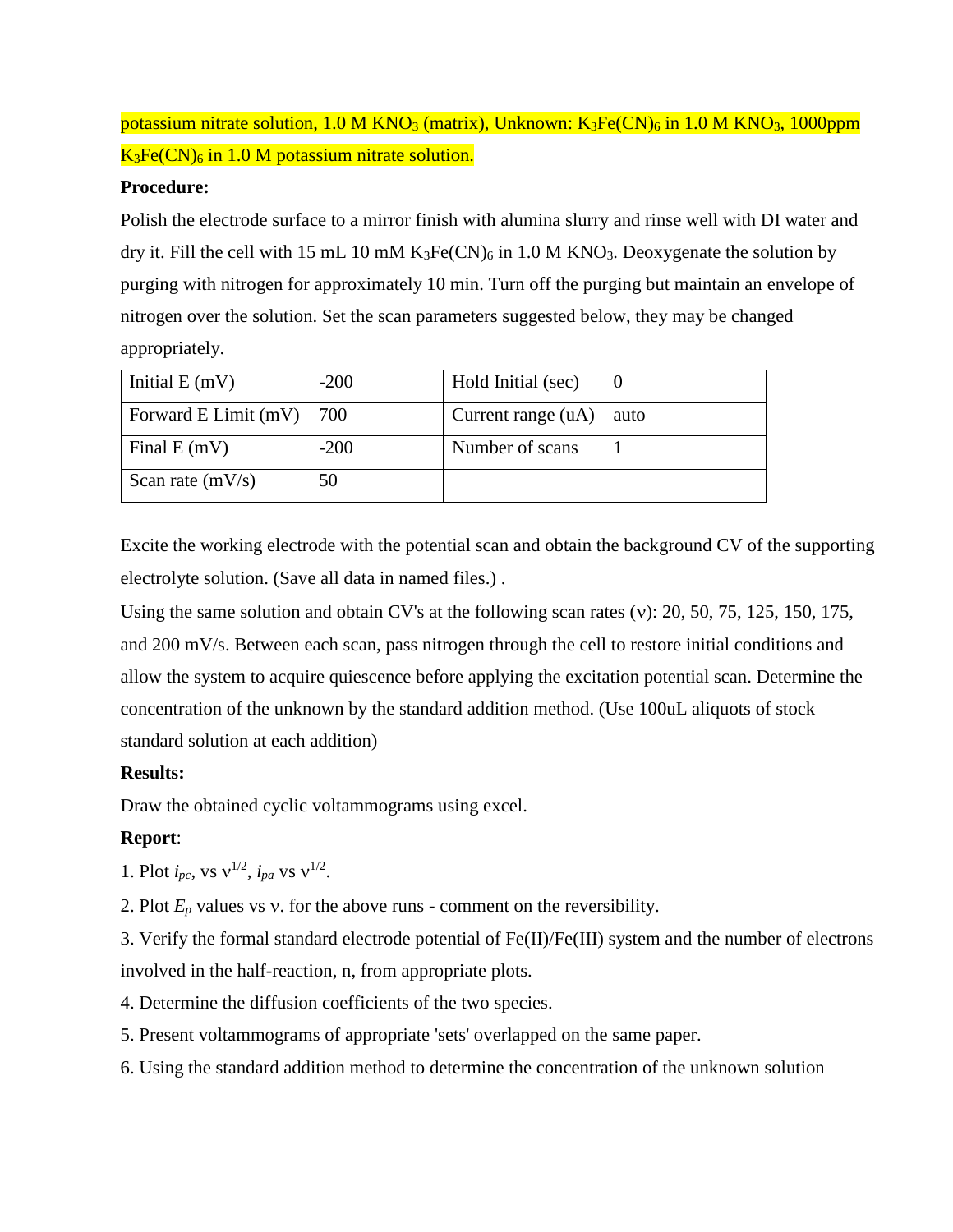potassium nitrate solution, 1.0 M $KNO_3$ (matrix), Unknown: $K_3Fe(CN)_6$ in 1.0 M $KNO_3$, 1000ppm $K_3Fe(CN)_6$ in 1.0 M potassium nitrate solution.

**Procedure:**

Polish the electrode surface to a mirror finish with alumina slurry and rinse well with DI water and dry it. Fill the cell with 15 mL 10 mM $K_3Fe(CN)_6$ in 1.0 M $KNO_3$. Deoxygenate the solution by purging with nitrogen for approximately 10 min. Turn off the purging but maintain an envelope of nitrogen over the solution. Set the scan parameters suggested below, they may be changed appropriately.

| Initial E (mV) | -200 | Hold Initial (sec) | 0 |
|---|---|---|---|
| Forward E Limit (mV) | 700 | Current range (uA) | auto |
| Final E (mV) | -200 | Number of scans | 1 |
| Scan rate (mV/s) | 50 | | |

Excite the working electrode with the potential scan and obtain the background CV of the supporting electrolyte solution. (Save all data in named files.) .

Using the same solution and obtain CV's at the following scan rates (ν): 20, 50, 75, 125, 150, 175, and 200 mV/s. Between each scan, pass nitrogen through the cell to restore initial conditions and allow the system to acquire quiescence before applying the excitation potential scan. Determine the concentration of the unknown by the standard addition method. (Use 100uL aliquots of stock standard solution at each addition)

**Results:**

Draw the obtained cyclic voltammograms using excel.

**Report**:

1. Plot $i_{pc}$, vs $\nu^{1/2}$, $i_{pa}$ vs $\nu^{1/2}$.
2. Plot $E_p$ values vs ν. for the above runs - comment on the reversibility.
3. Verify the formal standard electrode potential of Fe(II)/Fe(III) system and the number of electrons involved in the half-reaction, n, from appropriate plots.
4. Determine the diffusion coefficients of the two species.
5. Present voltammograms of appropriate 'sets' overlapped on the same paper.
6. Using the standard addition method to determine the concentration of the unknown solution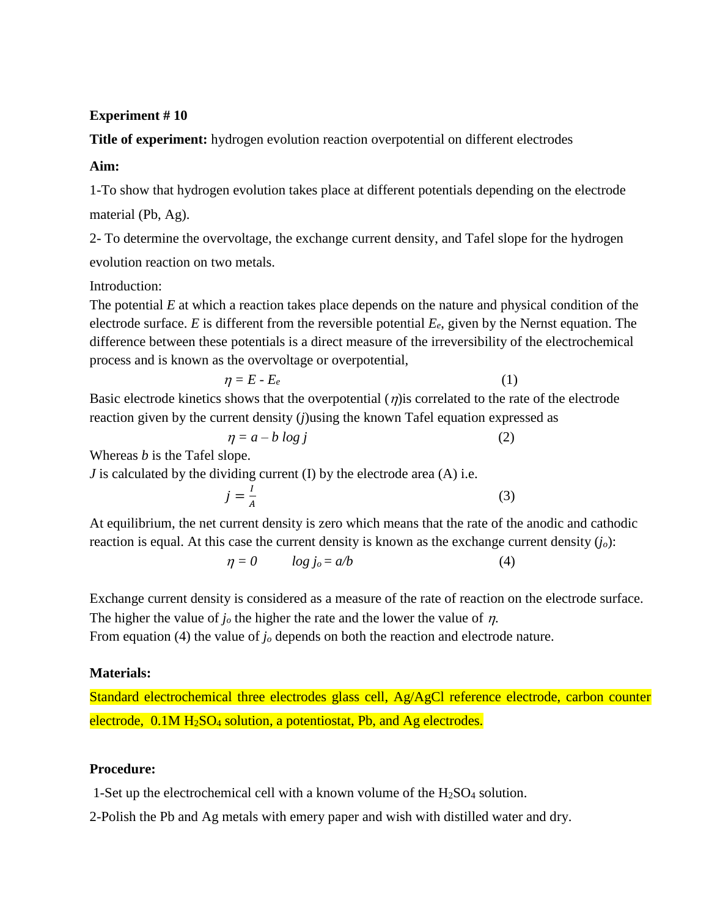**Experiment # 10**

**Title of experiment:** hydrogen evolution reaction overpotential on different electrodes

**Aim:**

1-To show that hydrogen evolution takes place at different potentials depending on the electrode material (Pb, Ag).

2- To determine the overvoltage, the exchange current density, and Tafel slope for the hydrogen evolution reaction on two metals.

Introduction:

The potential $E$ at which a reaction takes place depends on the nature and physical condition of the electrode surface. $E$ is different from the reversible potential $E_e$, given by the Nernst equation. The difference between these potentials is a direct measure of the irreversibility of the electrochemical process and is known as the overvoltage or overpotential,

$$\eta = E - E_e \qquad (1)$$

Basic electrode kinetics shows that the overpotential ($\eta$)is correlated to the rate of the electrode reaction given by the current density ($j$)using the known Tafel equation expressed as

$$\eta = a - b \log j \qquad (2)$$

Whereas $b$ is the Tafel slope.

$J$ is calculated by the dividing current (I) by the electrode area (A) i.e.

$$j = \frac{I}{A} \qquad (3)$$

At equilibrium, the net current density is zero which means that the rate of the anodic and cathodic reaction is equal. At this case the current density is known as the exchange current density ($j_o$):

$$\eta = 0 \qquad \log j_o = a/b \qquad (4)$$

Exchange current density is considered as a measure of the rate of reaction on the electrode surface. The higher the value of $j_o$ the higher the rate and the lower the value of $\eta$.

From equation (4) the value of $j_o$ depends on both the reaction and electrode nature.

**Materials:**

Standard electrochemical three electrodes glass cell, Ag/AgCl reference electrode, carbon counter electrode, 0.1M $H_2SO_4$ solution, a potentiostat, Pb, and Ag electrodes.

**Procedure:**

1-Set up the electrochemical cell with a known volume of the $H_2SO_4$ solution.

2-Polish the Pb and Ag metals with emery paper and wish with distilled water and dry.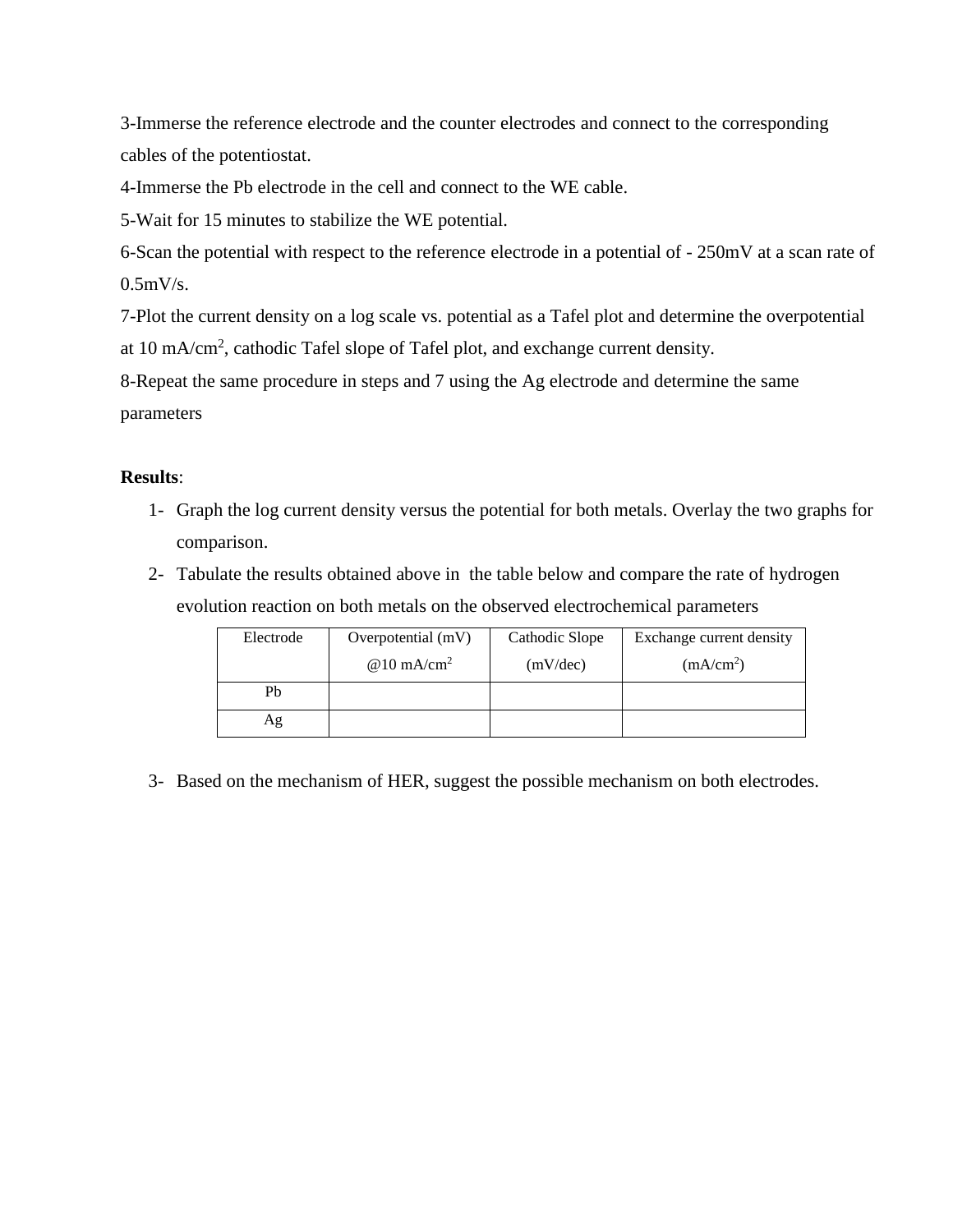3-Immerse the reference electrode and the counter electrodes and connect to the corresponding cables of the potentiostat.

4-Immerse the Pb electrode in the cell and connect to the WE cable.

5-Wait for 15 minutes to stabilize the WE potential.

6-Scan the potential with respect to the reference electrode in a potential of - 250mV at a scan rate of 0.5mV/s.

7-Plot the current density on a log scale vs. potential as a Tafel plot and determine the overpotential at 10 $mA/cm^2$, cathodic Tafel slope of Tafel plot, and exchange current density.

8-Repeat the same procedure in steps and 7 using the Ag electrode and determine the same parameters

**Results**:

1- Graph the log current density versus the potential for both metals. Overlay the two graphs for comparison.
2- Tabulate the results obtained above in the table below and compare the rate of hydrogen evolution reaction on both metals on the observed electrochemical parameters

| Electrode | Overpotential (mV) @10 $mA/cm^2$ | Cathodic Slope (mV/dec) | Exchange current density ($mA/cm^2$) |
|---|---|---|---|
| Pb | | | |
| Ag | | | |

3- Based on the mechanism of HER, suggest the possible mechanism on both electrodes.